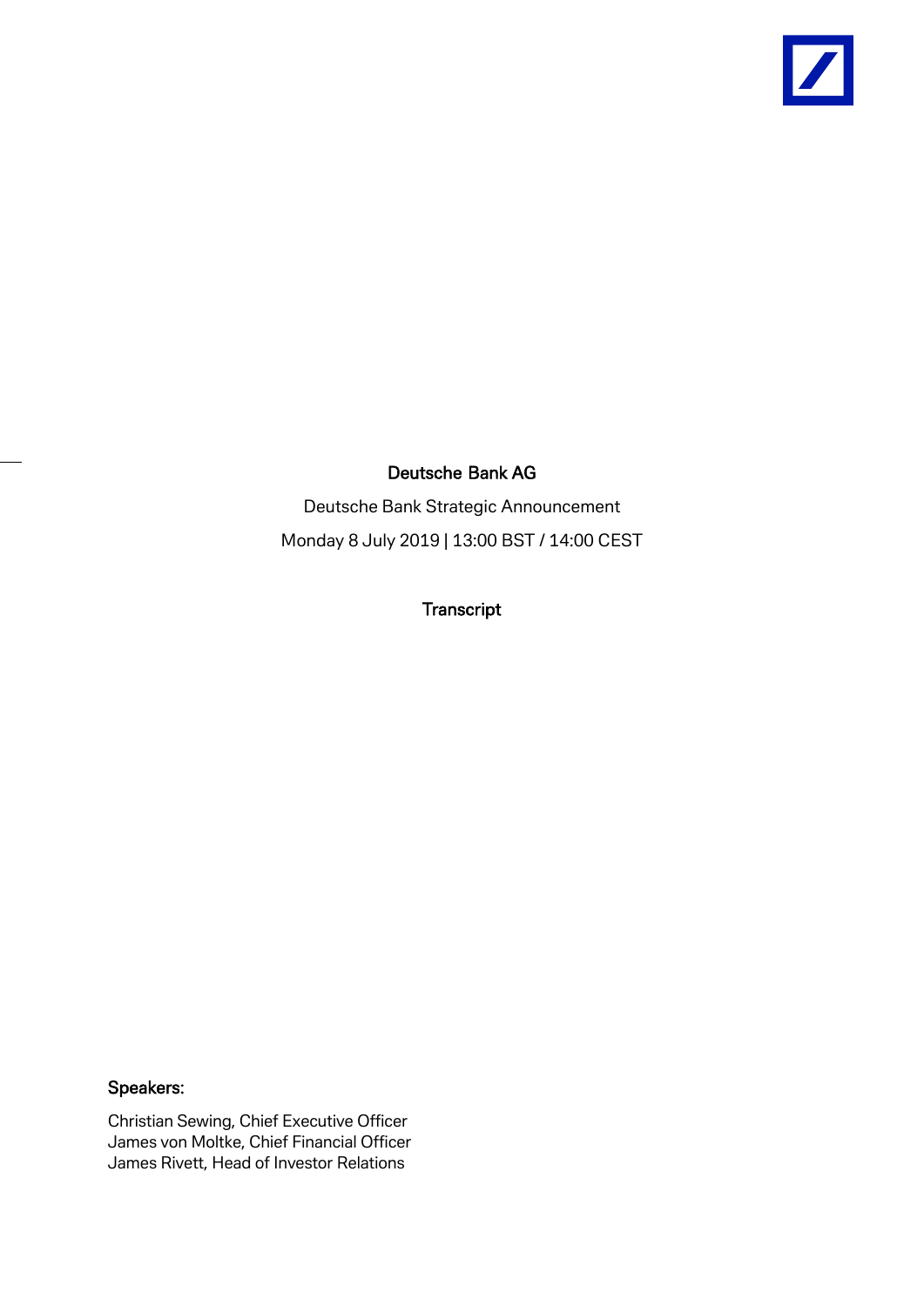# Deutsche Bank AG

Deutsche Bank Strategic Announcement

Monday 8 July 2019 | 13:00 BST / 14:00 CEST

**Transcript**

**Speakers:**

Christian Sewing, Chief Executive Officer
James von Moltke, Chief Financial Officer
James Rivett, Head of Investor Relations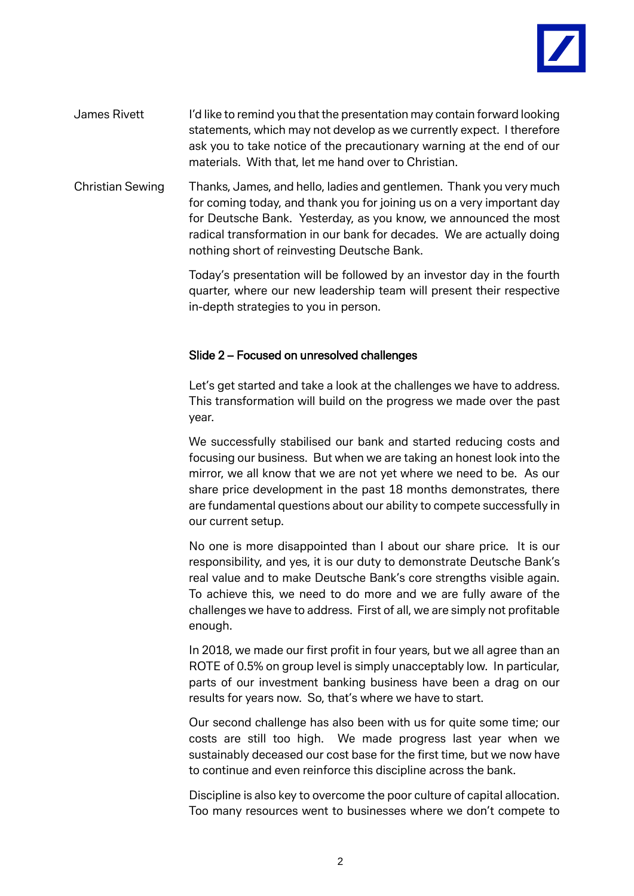James Rivett I'd like to remind you that the presentation may contain forward looking statements, which may not develop as we currently expect. I therefore ask you to take notice of the precautionary warning at the end of our materials. With that, let me hand over to Christian.

Christian Sewing Thanks, James, and hello, ladies and gentlemen. Thank you very much for coming today, and thank you for joining us on a very important day for Deutsche Bank. Yesterday, as you know, we announced the most radical transformation in our bank for decades. We are actually doing nothing short of reinvesting Deutsche Bank.

Today's presentation will be followed by an investor day in the fourth quarter, where our new leadership team will present their respective in-depth strategies to you in person.

### Slide 2 – Focused on unresolved challenges

Let's get started and take a look at the challenges we have to address. This transformation will build on the progress we made over the past year.

We successfully stabilised our bank and started reducing costs and focusing our business. But when we are taking an honest look into the mirror, we all know that we are not yet where we need to be. As our share price development in the past 18 months demonstrates, there are fundamental questions about our ability to compete successfully in our current setup.

No one is more disappointed than I about our share price. It is our responsibility, and yes, it is our duty to demonstrate Deutsche Bank's real value and to make Deutsche Bank's core strengths visible again. To achieve this, we need to do more and we are fully aware of the challenges we have to address. First of all, we are simply not profitable enough.

In 2018, we made our first profit in four years, but we all agree than an ROTE of 0.5% on group level is simply unacceptably low. In particular, parts of our investment banking business have been a drag on our results for years now. So, that's where we have to start.

Our second challenge has also been with us for quite some time; our costs are still too high. We made progress last year when we sustainably deceased our cost base for the first time, but we now have to continue and even reinforce this discipline across the bank.

Discipline is also key to overcome the poor culture of capital allocation. Too many resources went to businesses where we don't compete to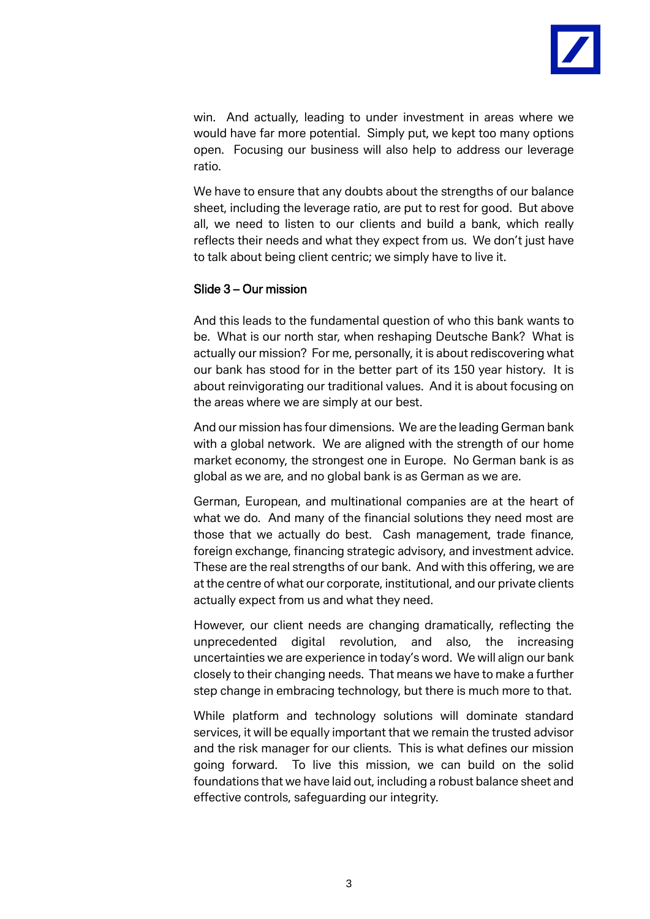win. And actually, leading to under investment in areas where we would have far more potential. Simply put, we kept too many options open. Focusing our business will also help to address our leverage ratio.

We have to ensure that any doubts about the strengths of our balance sheet, including the leverage ratio, are put to rest for good. But above all, we need to listen to our clients and build a bank, which really reflects their needs and what they expect from us. We don't just have to talk about being client centric; we simply have to live it.

### Slide 3 – Our mission

And this leads to the fundamental question of who this bank wants to be. What is our north star, when reshaping Deutsche Bank? What is actually our mission? For me, personally, it is about rediscovering what our bank has stood for in the better part of its 150 year history. It is about reinvigorating our traditional values. And it is about focusing on the areas where we are simply at our best.

And our mission has four dimensions. We are the leading German bank with a global network. We are aligned with the strength of our home market economy, the strongest one in Europe. No German bank is as global as we are, and no global bank is as German as we are.

German, European, and multinational companies are at the heart of what we do. And many of the financial solutions they need most are those that we actually do best. Cash management, trade finance, foreign exchange, financing strategic advisory, and investment advice. These are the real strengths of our bank. And with this offering, we are at the centre of what our corporate, institutional, and our private clients actually expect from us and what they need.

However, our client needs are changing dramatically, reflecting the unprecedented digital revolution, and also, the increasing uncertainties we are experience in today's word. We will align our bank closely to their changing needs. That means we have to make a further step change in embracing technology, but there is much more to that.

While platform and technology solutions will dominate standard services, it will be equally important that we remain the trusted advisor and the risk manager for our clients. This is what defines our mission going forward. To live this mission, we can build on the solid foundations that we have laid out, including a robust balance sheet and effective controls, safeguarding our integrity.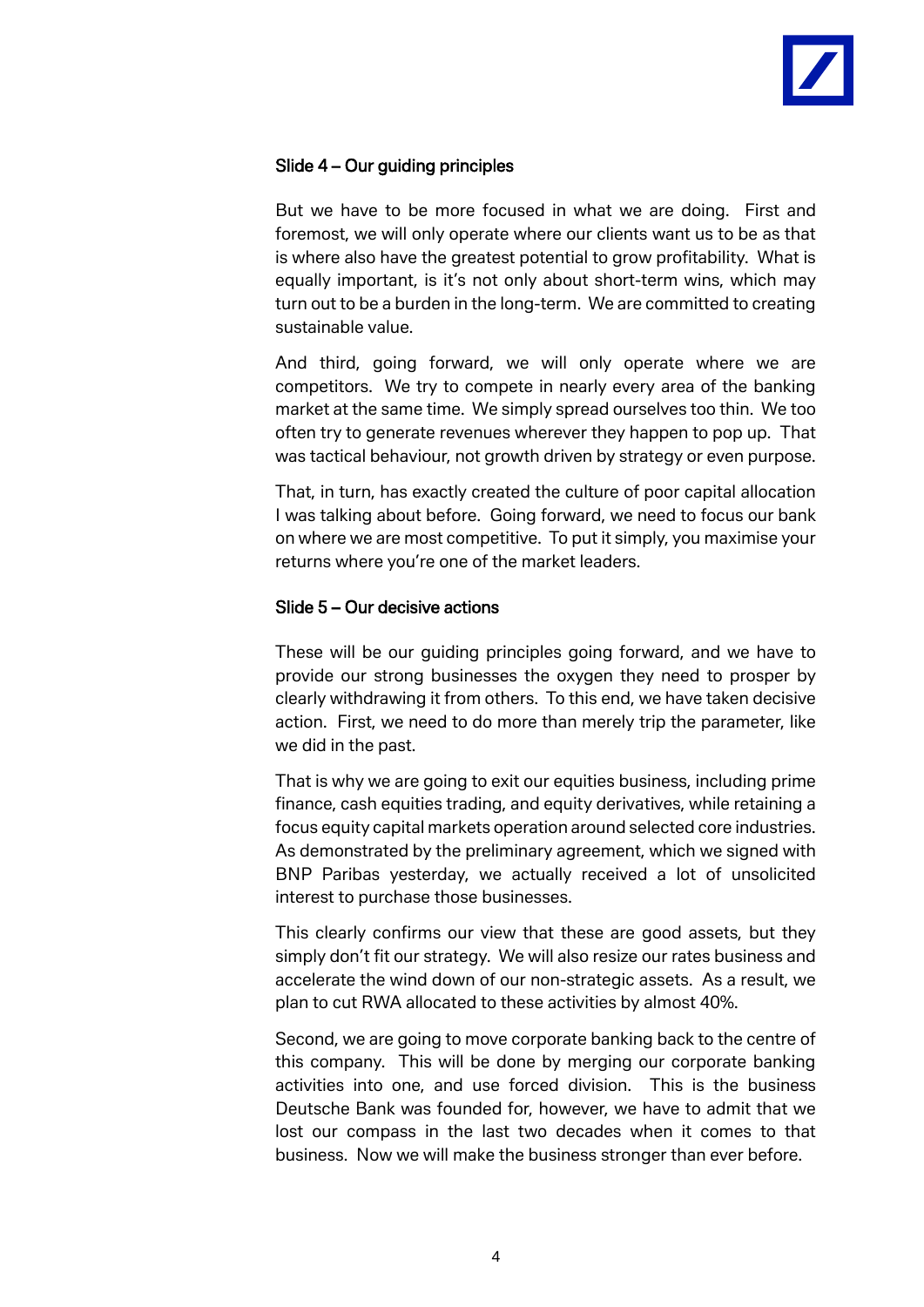### Slide 4 – Our guiding principles

But we have to be more focused in what we are doing. First and foremost, we will only operate where our clients want us to be as that is where also have the greatest potential to grow profitability. What is equally important, is it's not only about short-term wins, which may turn out to be a burden in the long-term. We are committed to creating sustainable value.

And third, going forward, we will only operate where we are competitors. We try to compete in nearly every area of the banking market at the same time. We simply spread ourselves too thin. We too often try to generate revenues wherever they happen to pop up. That was tactical behaviour, not growth driven by strategy or even purpose.

That, in turn, has exactly created the culture of poor capital allocation I was talking about before. Going forward, we need to focus our bank on where we are most competitive. To put it simply, you maximise your returns where you're one of the market leaders.

### Slide 5 – Our decisive actions

These will be our guiding principles going forward, and we have to provide our strong businesses the oxygen they need to prosper by clearly withdrawing it from others. To this end, we have taken decisive action. First, we need to do more than merely trip the parameter, like we did in the past.

That is why we are going to exit our equities business, including prime finance, cash equities trading, and equity derivatives, while retaining a focus equity capital markets operation around selected core industries. As demonstrated by the preliminary agreement, which we signed with BNP Paribas yesterday, we actually received a lot of unsolicited interest to purchase those businesses.

This clearly confirms our view that these are good assets, but they simply don't fit our strategy. We will also resize our rates business and accelerate the wind down of our non-strategic assets. As a result, we plan to cut RWA allocated to these activities by almost 40%.

Second, we are going to move corporate banking back to the centre of this company. This will be done by merging our corporate banking activities into one, and use forced division. This is the business Deutsche Bank was founded for, however, we have to admit that we lost our compass in the last two decades when it comes to that business. Now we will make the business stronger than ever before.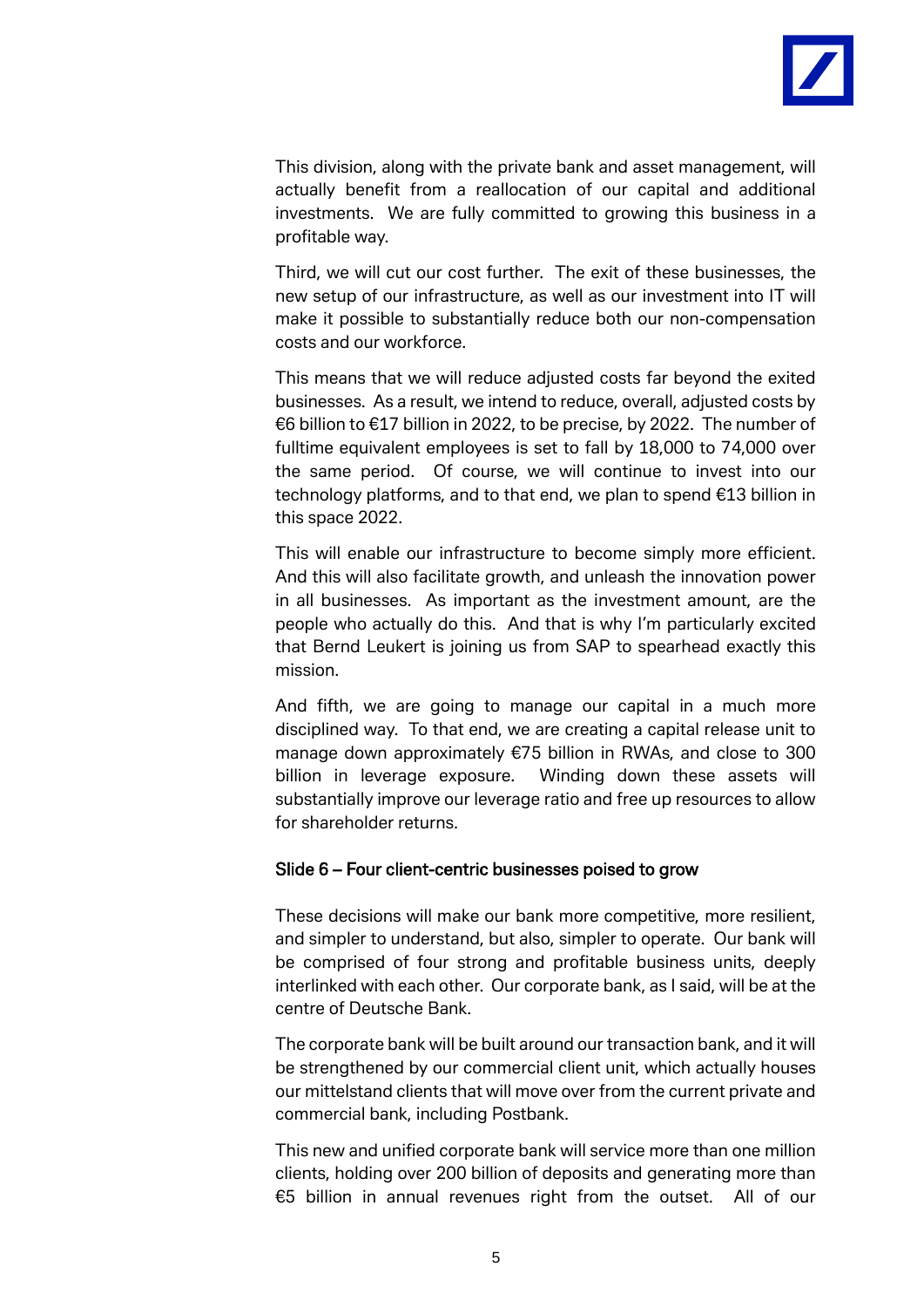This division, along with the private bank and asset management, will actually benefit from a reallocation of our capital and additional investments. We are fully committed to growing this business in a profitable way.

Third, we will cut our cost further. The exit of these businesses, the new setup of our infrastructure, as well as our investment into IT will make it possible to substantially reduce both our non-compensation costs and our workforce.

This means that we will reduce adjusted costs far beyond the exited businesses. As a result, we intend to reduce, overall, adjusted costs by €6 billion to €17 billion in 2022, to be precise, by 2022. The number of fulltime equivalent employees is set to fall by 18,000 to 74,000 over the same period. Of course, we will continue to invest into our technology platforms, and to that end, we plan to spend €13 billion in this space 2022.

This will enable our infrastructure to become simply more efficient. And this will also facilitate growth, and unleash the innovation power in all businesses. As important as the investment amount, are the people who actually do this. And that is why I'm particularly excited that Bernd Leukert is joining us from SAP to spearhead exactly this mission.

And fifth, we are going to manage our capital in a much more disciplined way. To that end, we are creating a capital release unit to manage down approximately €75 billion in RWAs, and close to 300 billion in leverage exposure. Winding down these assets will substantially improve our leverage ratio and free up resources to allow for shareholder returns.

## Slide 6 – Four client-centric businesses poised to grow

These decisions will make our bank more competitive, more resilient, and simpler to understand, but also, simpler to operate. Our bank will be comprised of four strong and profitable business units, deeply interlinked with each other. Our corporate bank, as I said, will be at the centre of Deutsche Bank.

The corporate bank will be built around our transaction bank, and it will be strengthened by our commercial client unit, which actually houses our mittelstand clients that will move over from the current private and commercial bank, including Postbank.

This new and unified corporate bank will service more than one million clients, holding over 200 billion of deposits and generating more than €5 billion in annual revenues right from the outset. All of our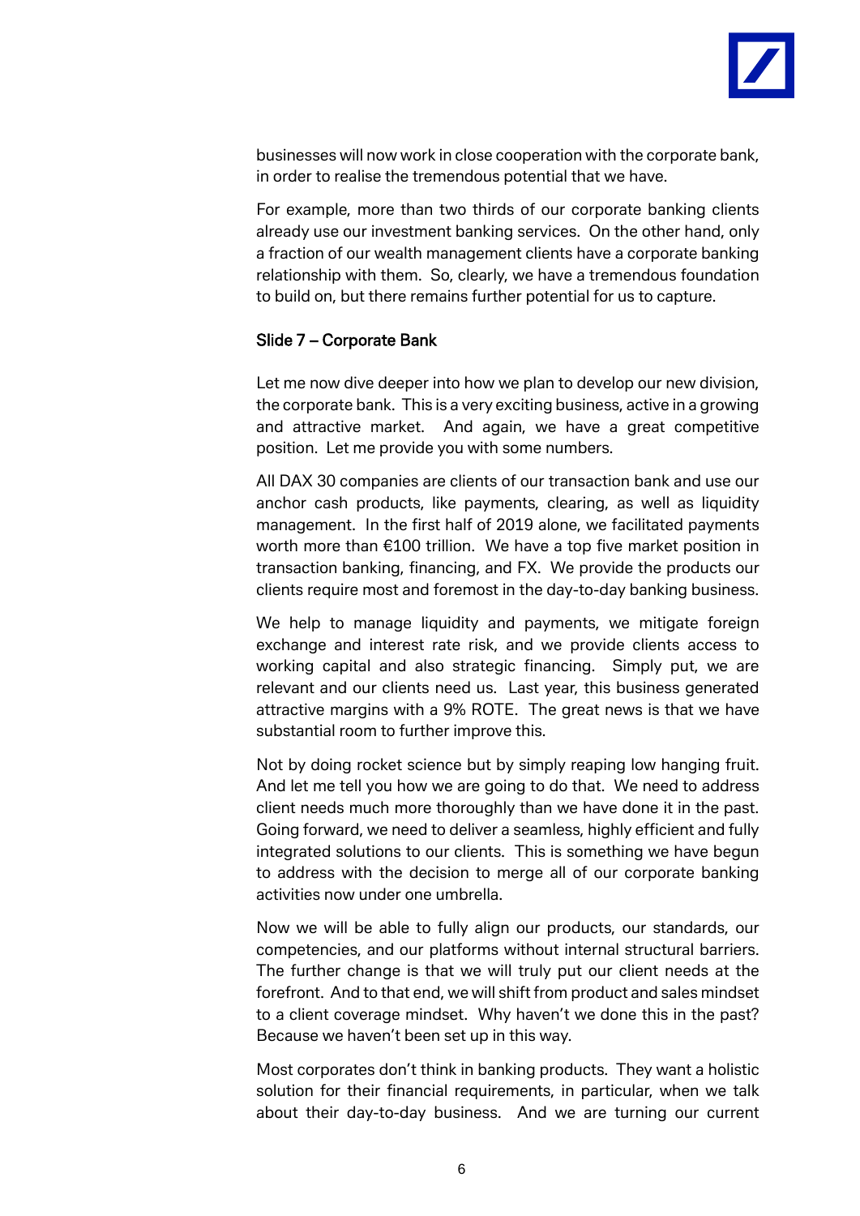businesses will now work in close cooperation with the corporate bank, in order to realise the tremendous potential that we have.

For example, more than two thirds of our corporate banking clients already use our investment banking services. On the other hand, only a fraction of our wealth management clients have a corporate banking relationship with them. So, clearly, we have a tremendous foundation to build on, but there remains further potential for us to capture.

## Slide 7 – Corporate Bank

Let me now dive deeper into how we plan to develop our new division, the corporate bank. This is a very exciting business, active in a growing and attractive market. And again, we have a great competitive position. Let me provide you with some numbers.

All DAX 30 companies are clients of our transaction bank and use our anchor cash products, like payments, clearing, as well as liquidity management. In the first half of 2019 alone, we facilitated payments worth more than €100 trillion. We have a top five market position in transaction banking, financing, and FX. We provide the products our clients require most and foremost in the day-to-day banking business.

We help to manage liquidity and payments, we mitigate foreign exchange and interest rate risk, and we provide clients access to working capital and also strategic financing. Simply put, we are relevant and our clients need us. Last year, this business generated attractive margins with a 9% ROTE. The great news is that we have substantial room to further improve this.

Not by doing rocket science but by simply reaping low hanging fruit. And let me tell you how we are going to do that. We need to address client needs much more thoroughly than we have done it in the past. Going forward, we need to deliver a seamless, highly efficient and fully integrated solutions to our clients. This is something we have begun to address with the decision to merge all of our corporate banking activities now under one umbrella.

Now we will be able to fully align our products, our standards, our competencies, and our platforms without internal structural barriers. The further change is that we will truly put our client needs at the forefront. And to that end, we will shift from product and sales mindset to a client coverage mindset. Why haven't we done this in the past? Because we haven't been set up in this way.

Most corporates don't think in banking products. They want a holistic solution for their financial requirements, in particular, when we talk about their day-to-day business. And we are turning our current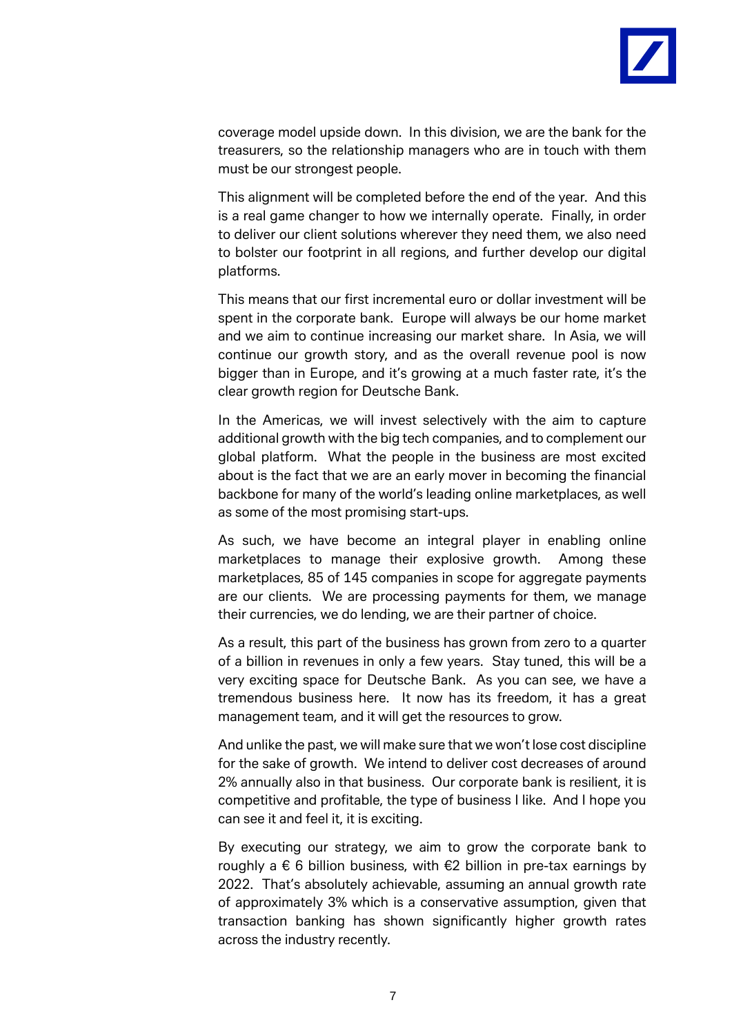coverage model upside down. In this division, we are the bank for the treasurers, so the relationship managers who are in touch with them must be our strongest people.

This alignment will be completed before the end of the year. And this is a real game changer to how we internally operate. Finally, in order to deliver our client solutions wherever they need them, we also need to bolster our footprint in all regions, and further develop our digital platforms.

This means that our first incremental euro or dollar investment will be spent in the corporate bank. Europe will always be our home market and we aim to continue increasing our market share. In Asia, we will continue our growth story, and as the overall revenue pool is now bigger than in Europe, and it's growing at a much faster rate, it's the clear growth region for Deutsche Bank.

In the Americas, we will invest selectively with the aim to capture additional growth with the big tech companies, and to complement our global platform. What the people in the business are most excited about is the fact that we are an early mover in becoming the financial backbone for many of the world's leading online marketplaces, as well as some of the most promising start-ups.

As such, we have become an integral player in enabling online marketplaces to manage their explosive growth. Among these marketplaces, 85 of 145 companies in scope for aggregate payments are our clients. We are processing payments for them, we manage their currencies, we do lending, we are their partner of choice.

As a result, this part of the business has grown from zero to a quarter of a billion in revenues in only a few years. Stay tuned, this will be a very exciting space for Deutsche Bank. As you can see, we have a tremendous business here. It now has its freedom, it has a great management team, and it will get the resources to grow.

And unlike the past, we will make sure that we won't lose cost discipline for the sake of growth. We intend to deliver cost decreases of around 2% annually also in that business. Our corporate bank is resilient, it is competitive and profitable, the type of business I like. And I hope you can see it and feel it, it is exciting.

By executing our strategy, we aim to grow the corporate bank to roughly a € 6 billion business, with €2 billion in pre-tax earnings by 2022. That's absolutely achievable, assuming an annual growth rate of approximately 3% which is a conservative assumption, given that transaction banking has shown significantly higher growth rates across the industry recently.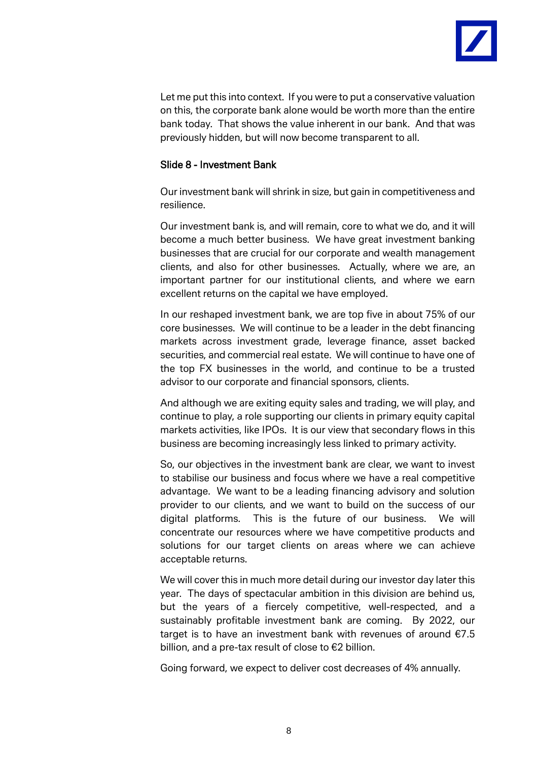Let me put this into context. If you were to put a conservative valuation on this, the corporate bank alone would be worth more than the entire bank today. That shows the value inherent in our bank. And that was previously hidden, but will now become transparent to all.

## Slide 8 - Investment Bank

Our investment bank will shrink in size, but gain in competitiveness and resilience.

Our investment bank is, and will remain, core to what we do, and it will become a much better business. We have great investment banking businesses that are crucial for our corporate and wealth management clients, and also for other businesses. Actually, where we are, an important partner for our institutional clients, and where we earn excellent returns on the capital we have employed.

In our reshaped investment bank, we are top five in about 75% of our core businesses. We will continue to be a leader in the debt financing markets across investment grade, leverage finance, asset backed securities, and commercial real estate. We will continue to have one of the top FX businesses in the world, and continue to be a trusted advisor to our corporate and financial sponsors, clients.

And although we are exiting equity sales and trading, we will play, and continue to play, a role supporting our clients in primary equity capital markets activities, like IPOs. It is our view that secondary flows in this business are becoming increasingly less linked to primary activity.

So, our objectives in the investment bank are clear, we want to invest to stabilise our business and focus where we have a real competitive advantage. We want to be a leading financing advisory and solution provider to our clients, and we want to build on the success of our digital platforms. This is the future of our business. We will concentrate our resources where we have competitive products and solutions for our target clients on areas where we can achieve acceptable returns.

We will cover this in much more detail during our investor day later this year. The days of spectacular ambition in this division are behind us, but the years of a fiercely competitive, well-respected, and a sustainably profitable investment bank are coming. By 2022, our target is to have an investment bank with revenues of around €7.5 billion, and a pre-tax result of close to €2 billion.

Going forward, we expect to deliver cost decreases of 4% annually.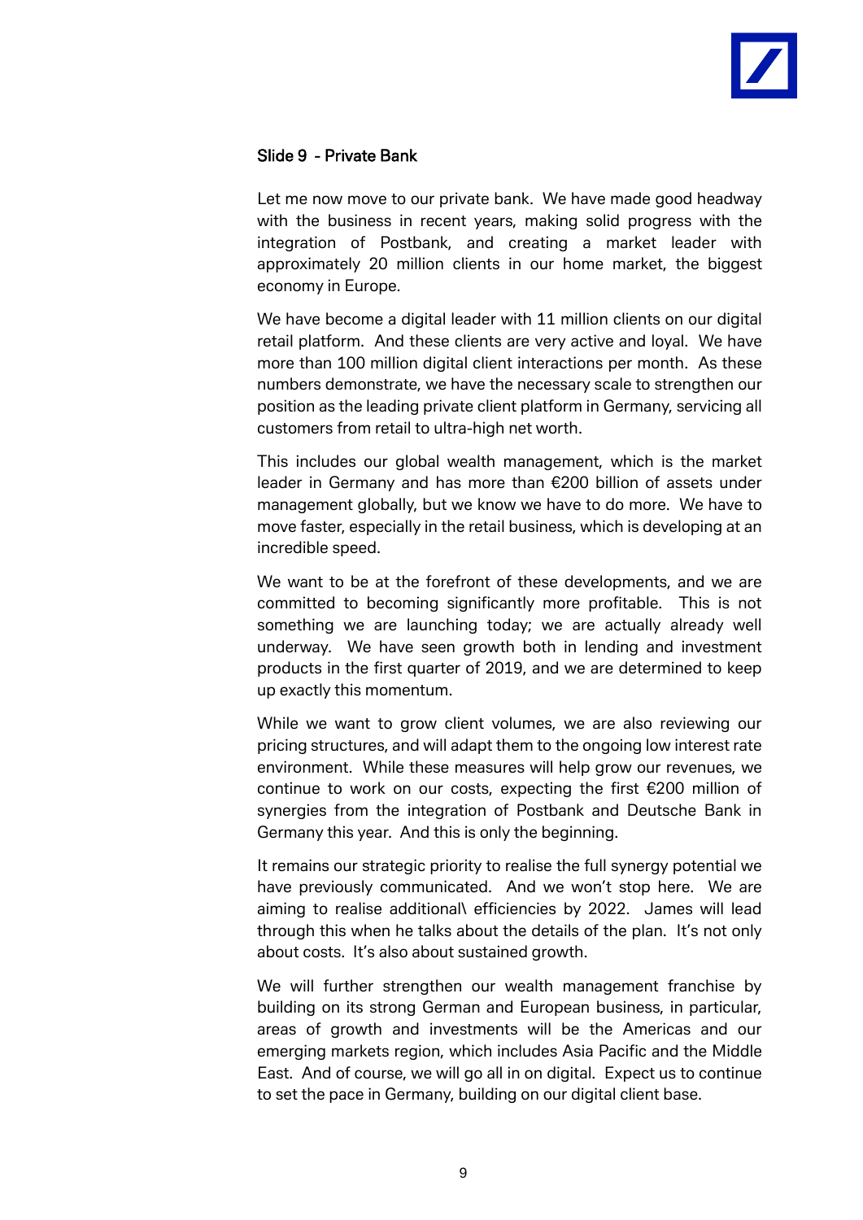### Slide 9 - Private Bank

Let me now move to our private bank. We have made good headway with the business in recent years, making solid progress with the integration of Postbank, and creating a market leader with approximately 20 million clients in our home market, the biggest economy in Europe.

We have become a digital leader with 11 million clients on our digital retail platform. And these clients are very active and loyal. We have more than 100 million digital client interactions per month. As these numbers demonstrate, we have the necessary scale to strengthen our position as the leading private client platform in Germany, servicing all customers from retail to ultra-high net worth.

This includes our global wealth management, which is the market leader in Germany and has more than €200 billion of assets under management globally, but we know we have to do more. We have to move faster, especially in the retail business, which is developing at an incredible speed.

We want to be at the forefront of these developments, and we are committed to becoming significantly more profitable. This is not something we are launching today; we are actually already well underway. We have seen growth both in lending and investment products in the first quarter of 2019, and we are determined to keep up exactly this momentum.

While we want to grow client volumes, we are also reviewing our pricing structures, and will adapt them to the ongoing low interest rate environment. While these measures will help grow our revenues, we continue to work on our costs, expecting the first €200 million of synergies from the integration of Postbank and Deutsche Bank in Germany this year. And this is only the beginning.

It remains our strategic priority to realise the full synergy potential we have previously communicated. And we won't stop here. We are aiming to realise additional\ efficiencies by 2022. James will lead through this when he talks about the details of the plan. It's not only about costs. It's also about sustained growth.

We will further strengthen our wealth management franchise by building on its strong German and European business, in particular, areas of growth and investments will be the Americas and our emerging markets region, which includes Asia Pacific and the Middle East. And of course, we will go all in on digital. Expect us to continue to set the pace in Germany, building on our digital client base.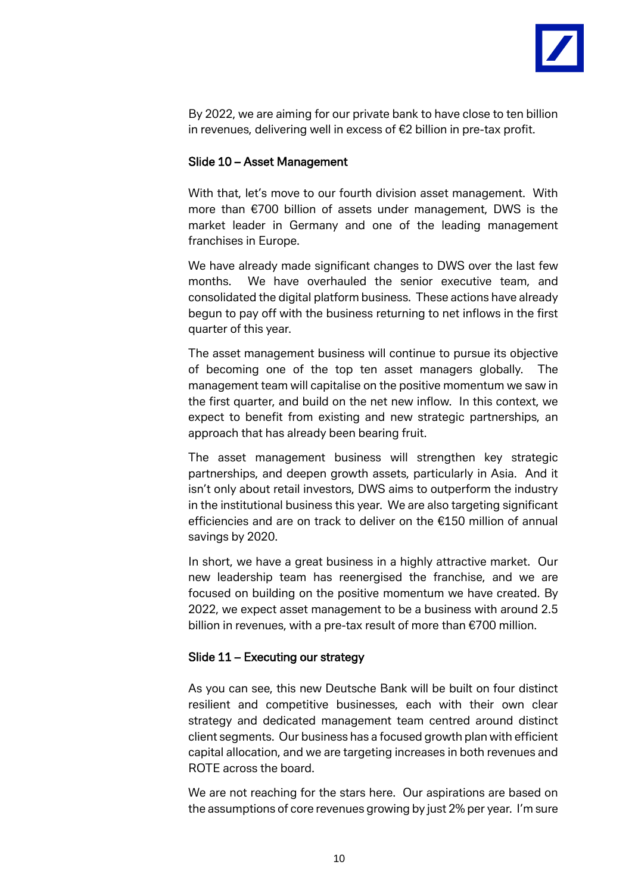By 2022, we are aiming for our private bank to have close to ten billion in revenues, delivering well in excess of €2 billion in pre-tax profit.

### Slide 10 – Asset Management

With that, let's move to our fourth division asset management. With more than €700 billion of assets under management, DWS is the market leader in Germany and one of the leading management franchises in Europe.

We have already made significant changes to DWS over the last few months. We have overhauled the senior executive team, and consolidated the digital platform business. These actions have already begun to pay off with the business returning to net inflows in the first quarter of this year.

The asset management business will continue to pursue its objective of becoming one of the top ten asset managers globally. The management team will capitalise on the positive momentum we saw in the first quarter, and build on the net new inflow. In this context, we expect to benefit from existing and new strategic partnerships, an approach that has already been bearing fruit.

The asset management business will strengthen key strategic partnerships, and deepen growth assets, particularly in Asia. And it isn't only about retail investors, DWS aims to outperform the industry in the institutional business this year. We are also targeting significant efficiencies and are on track to deliver on the €150 million of annual savings by 2020.

In short, we have a great business in a highly attractive market. Our new leadership team has reenergised the franchise, and we are focused on building on the positive momentum we have created. By 2022, we expect asset management to be a business with around 2.5 billion in revenues, with a pre-tax result of more than €700 million.

### Slide 11 – Executing our strategy

As you can see, this new Deutsche Bank will be built on four distinct resilient and competitive businesses, each with their own clear strategy and dedicated management team centred around distinct client segments. Our business has a focused growth plan with efficient capital allocation, and we are targeting increases in both revenues and ROTE across the board.

We are not reaching for the stars here. Our aspirations are based on the assumptions of core revenues growing by just 2% per year. I'm sure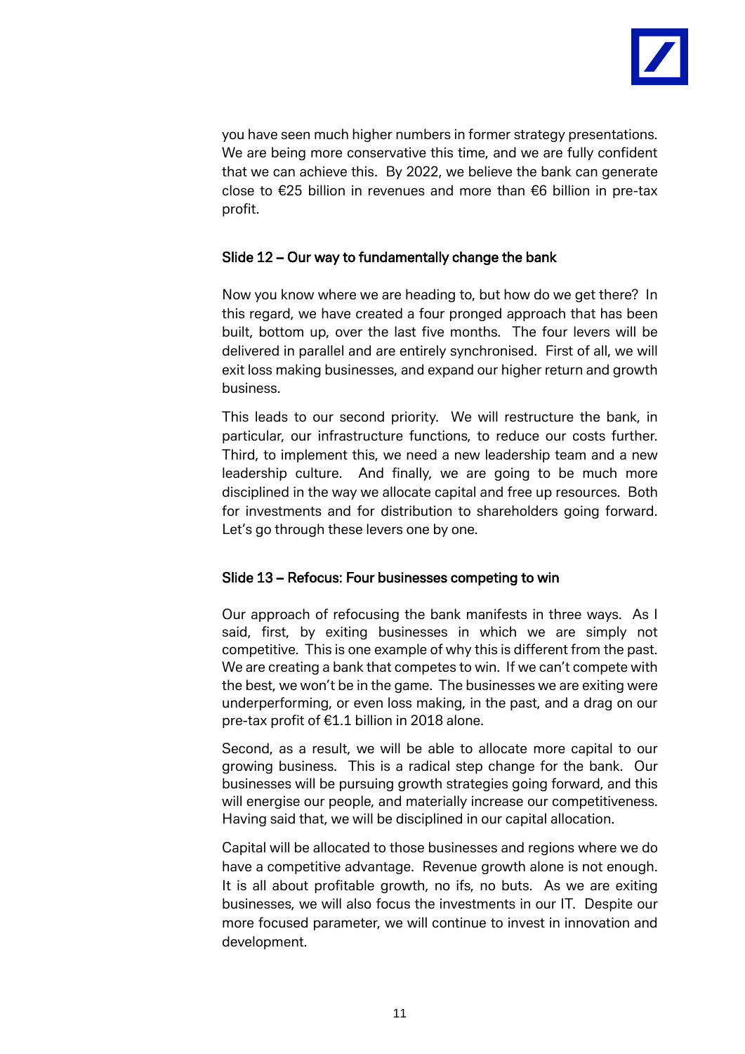you have seen much higher numbers in former strategy presentations. We are being more conservative this time, and we are fully confident that we can achieve this. By 2022, we believe the bank can generate close to €25 billion in revenues and more than €6 billion in pre-tax profit.

### Slide 12 – Our way to fundamentally change the bank

Now you know where we are heading to, but how do we get there? In this regard, we have created a four pronged approach that has been built, bottom up, over the last five months. The four levers will be delivered in parallel and are entirely synchronised. First of all, we will exit loss making businesses, and expand our higher return and growth business.

This leads to our second priority. We will restructure the bank, in particular, our infrastructure functions, to reduce our costs further. Third, to implement this, we need a new leadership team and a new leadership culture. And finally, we are going to be much more disciplined in the way we allocate capital and free up resources. Both for investments and for distribution to shareholders going forward. Let's go through these levers one by one.

### Slide 13 – Refocus: Four businesses competing to win

Our approach of refocusing the bank manifests in three ways. As I said, first, by exiting businesses in which we are simply not competitive. This is one example of why this is different from the past. We are creating a bank that competes to win. If we can't compete with the best, we won't be in the game. The businesses we are exiting were underperforming, or even loss making, in the past, and a drag on our pre-tax profit of €1.1 billion in 2018 alone.

Second, as a result, we will be able to allocate more capital to our growing business. This is a radical step change for the bank. Our businesses will be pursuing growth strategies going forward, and this will energise our people, and materially increase our competitiveness. Having said that, we will be disciplined in our capital allocation.

Capital will be allocated to those businesses and regions where we do have a competitive advantage. Revenue growth alone is not enough. It is all about profitable growth, no ifs, no buts. As we are exiting businesses, we will also focus the investments in our IT. Despite our more focused parameter, we will continue to invest in innovation and development.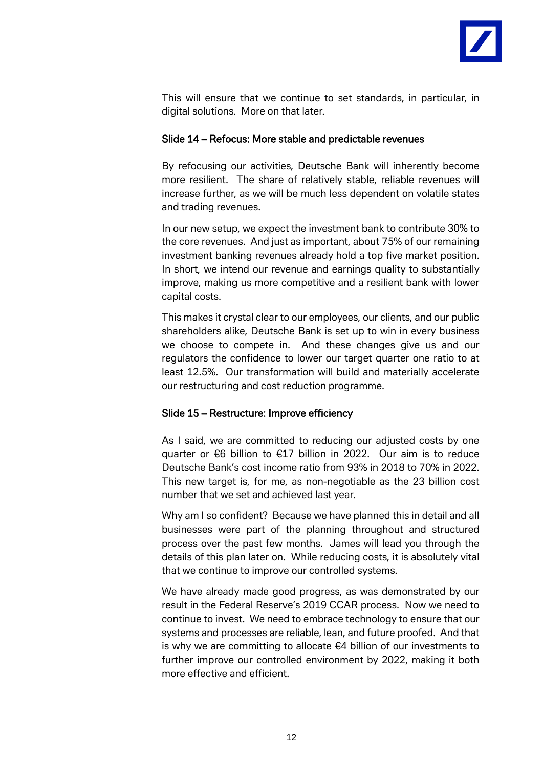This will ensure that we continue to set standards, in particular, in digital solutions. More on that later.

### Slide 14 – Refocus: More stable and predictable revenues

By refocusing our activities, Deutsche Bank will inherently become more resilient. The share of relatively stable, reliable revenues will increase further, as we will be much less dependent on volatile states and trading revenues.

In our new setup, we expect the investment bank to contribute 30% to the core revenues. And just as important, about 75% of our remaining investment banking revenues already hold a top five market position. In short, we intend our revenue and earnings quality to substantially improve, making us more competitive and a resilient bank with lower capital costs.

This makes it crystal clear to our employees, our clients, and our public shareholders alike, Deutsche Bank is set up to win in every business we choose to compete in. And these changes give us and our regulators the confidence to lower our target quarter one ratio to at least 12.5%. Our transformation will build and materially accelerate our restructuring and cost reduction programme.

### Slide 15 – Restructure: Improve efficiency

As I said, we are committed to reducing our adjusted costs by one quarter or €6 billion to €17 billion in 2022. Our aim is to reduce Deutsche Bank's cost income ratio from 93% in 2018 to 70% in 2022. This new target is, for me, as non-negotiable as the 23 billion cost number that we set and achieved last year.

Why am I so confident? Because we have planned this in detail and all businesses were part of the planning throughout and structured process over the past few months. James will lead you through the details of this plan later on. While reducing costs, it is absolutely vital that we continue to improve our controlled systems.

We have already made good progress, as was demonstrated by our result in the Federal Reserve's 2019 CCAR process. Now we need to continue to invest. We need to embrace technology to ensure that our systems and processes are reliable, lean, and future proofed. And that is why we are committing to allocate €4 billion of our investments to further improve our controlled environment by 2022, making it both more effective and efficient.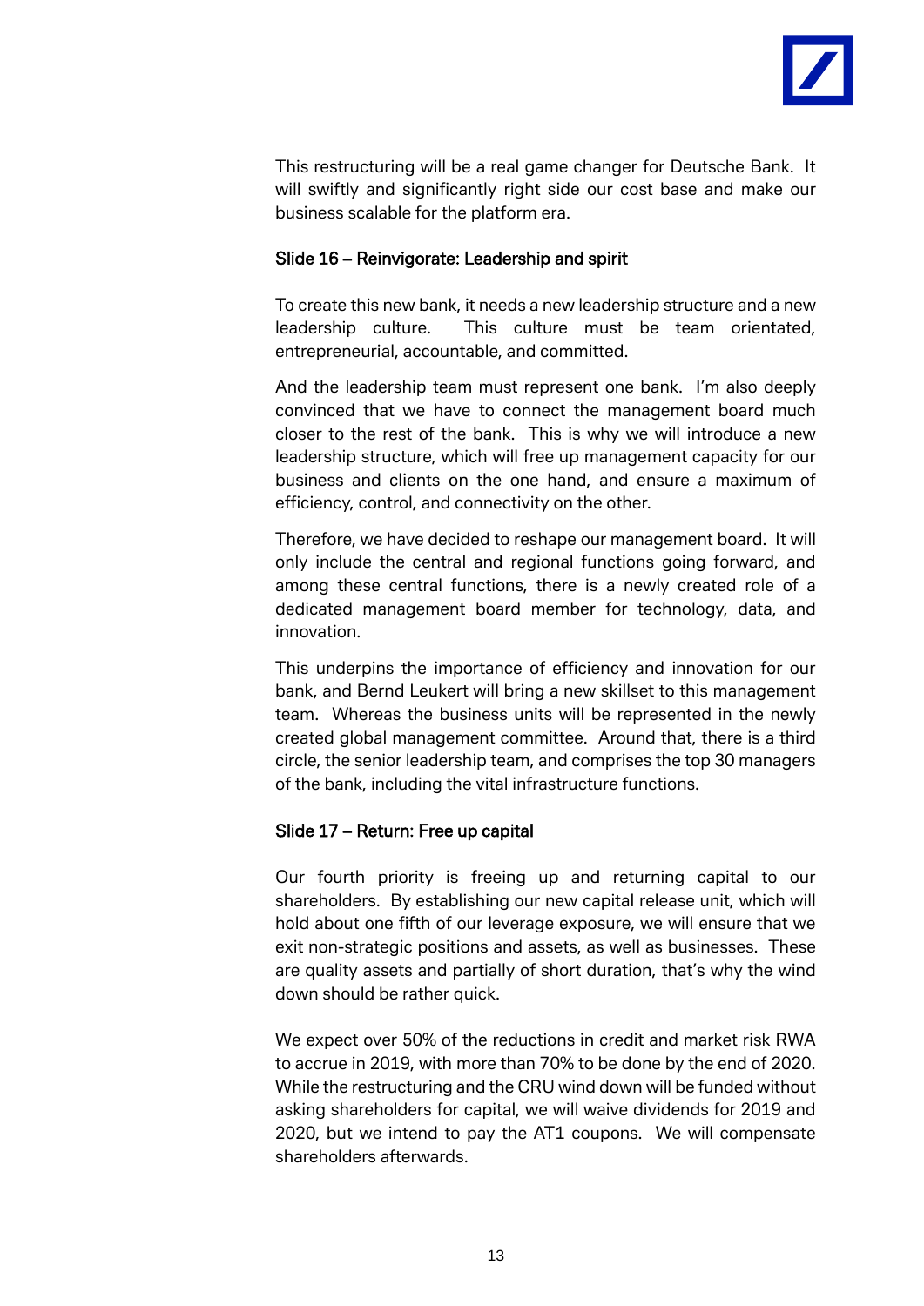This restructuring will be a real game changer for Deutsche Bank. It will swiftly and significantly right side our cost base and make our business scalable for the platform era.

### Slide 16 – Reinvigorate: Leadership and spirit

To create this new bank, it needs a new leadership structure and a new leadership culture. This culture must be team orientated, entrepreneurial, accountable, and committed.

And the leadership team must represent one bank. I'm also deeply convinced that we have to connect the management board much closer to the rest of the bank. This is why we will introduce a new leadership structure, which will free up management capacity for our business and clients on the one hand, and ensure a maximum of efficiency, control, and connectivity on the other.

Therefore, we have decided to reshape our management board. It will only include the central and regional functions going forward, and among these central functions, there is a newly created role of a dedicated management board member for technology, data, and innovation.

This underpins the importance of efficiency and innovation for our bank, and Bernd Leukert will bring a new skillset to this management team. Whereas the business units will be represented in the newly created global management committee. Around that, there is a third circle, the senior leadership team, and comprises the top 30 managers of the bank, including the vital infrastructure functions.

### Slide 17 – Return: Free up capital

Our fourth priority is freeing up and returning capital to our shareholders. By establishing our new capital release unit, which will hold about one fifth of our leverage exposure, we will ensure that we exit non-strategic positions and assets, as well as businesses. These are quality assets and partially of short duration, that's why the wind down should be rather quick.

We expect over 50% of the reductions in credit and market risk RWA to accrue in 2019, with more than 70% to be done by the end of 2020. While the restructuring and the CRU wind down will be funded without asking shareholders for capital, we will waive dividends for 2019 and 2020, but we intend to pay the AT1 coupons. We will compensate shareholders afterwards.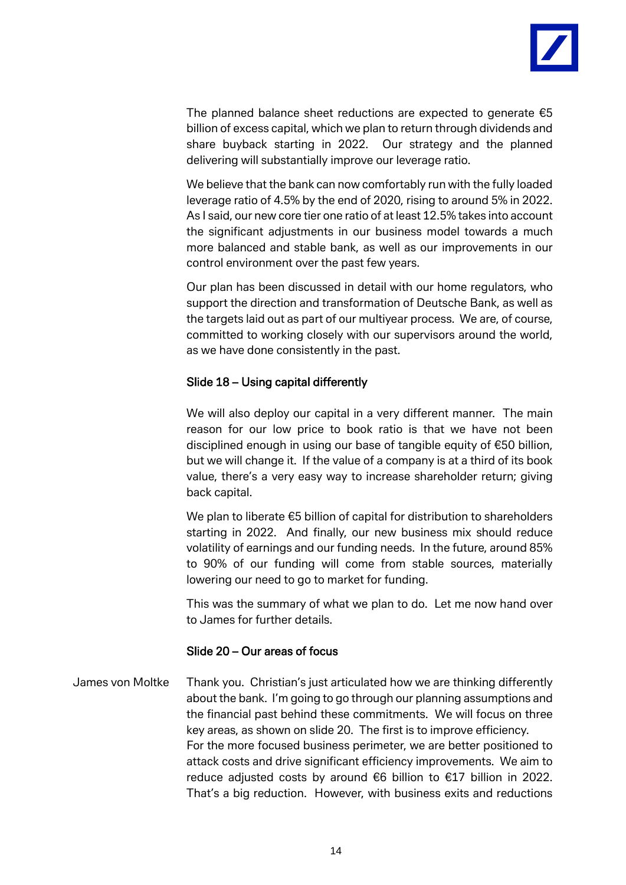The planned balance sheet reductions are expected to generate €5 billion of excess capital, which we plan to return through dividends and share buyback starting in 2022. Our strategy and the planned delivering will substantially improve our leverage ratio.

We believe that the bank can now comfortably run with the fully loaded leverage ratio of 4.5% by the end of 2020, rising to around 5% in 2022. As I said, our new core tier one ratio of at least 12.5% takes into account the significant adjustments in our business model towards a much more balanced and stable bank, as well as our improvements in our control environment over the past few years.

Our plan has been discussed in detail with our home regulators, who support the direction and transformation of Deutsche Bank, as well as the targets laid out as part of our multiyear process. We are, of course, committed to working closely with our supervisors around the world, as we have done consistently in the past.

### Slide 18 – Using capital differently

We will also deploy our capital in a very different manner. The main reason for our low price to book ratio is that we have not been disciplined enough in using our base of tangible equity of €50 billion, but we will change it. If the value of a company is at a third of its book value, there's a very easy way to increase shareholder return; giving back capital.

We plan to liberate €5 billion of capital for distribution to shareholders starting in 2022. And finally, our new business mix should reduce volatility of earnings and our funding needs. In the future, around 85% to 90% of our funding will come from stable sources, materially lowering our need to go to market for funding.

This was the summary of what we plan to do. Let me now hand over to James for further details.

### Slide 20 – Our areas of focus

James von Moltke: Thank you. Christian's just articulated how we are thinking differently about the bank. I'm going to go through our planning assumptions and the financial past behind these commitments. We will focus on three key areas, as shown on slide 20. The first is to improve efficiency.
For the more focused business perimeter, we are better positioned to attack costs and drive significant efficiency improvements. We aim to reduce adjusted costs by around €6 billion to €17 billion in 2022. That's a big reduction. However, with business exits and reductions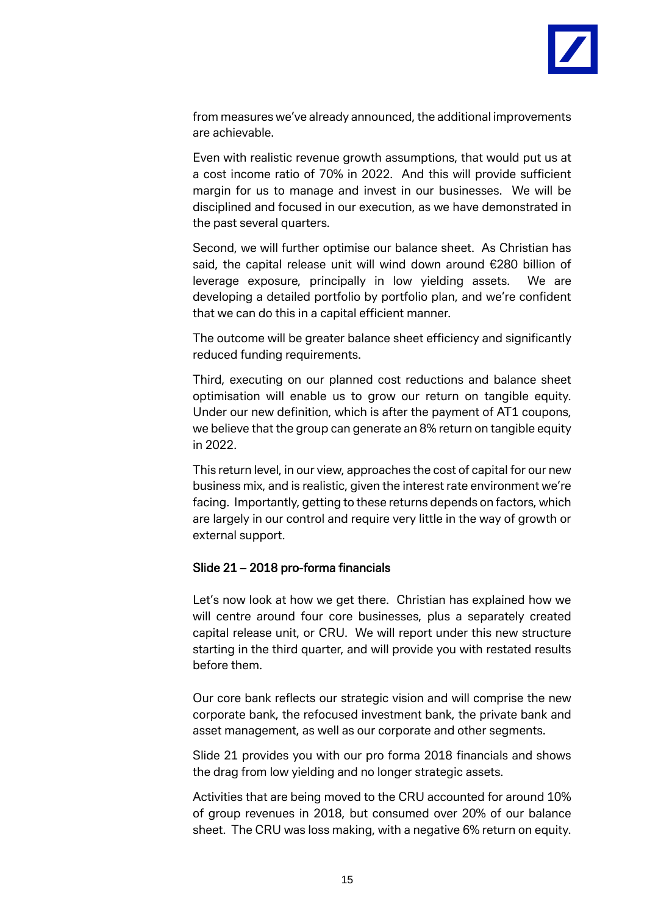from measures we've already announced, the additional improvements are achievable.

Even with realistic revenue growth assumptions, that would put us at a cost income ratio of 70% in 2022. And this will provide sufficient margin for us to manage and invest in our businesses. We will be disciplined and focused in our execution, as we have demonstrated in the past several quarters.

Second, we will further optimise our balance sheet. As Christian has said, the capital release unit will wind down around €280 billion of leverage exposure, principally in low yielding assets. We are developing a detailed portfolio by portfolio plan, and we're confident that we can do this in a capital efficient manner.

The outcome will be greater balance sheet efficiency and significantly reduced funding requirements.

Third, executing on our planned cost reductions and balance sheet optimisation will enable us to grow our return on tangible equity. Under our new definition, which is after the payment of AT1 coupons, we believe that the group can generate an 8% return on tangible equity in 2022.

This return level, in our view, approaches the cost of capital for our new business mix, and is realistic, given the interest rate environment we're facing. Importantly, getting to these returns depends on factors, which are largely in our control and require very little in the way of growth or external support.

### Slide 21 – 2018 pro-forma financials

Let's now look at how we get there. Christian has explained how we will centre around four core businesses, plus a separately created capital release unit, or CRU. We will report under this new structure starting in the third quarter, and will provide you with restated results before them.

Our core bank reflects our strategic vision and will comprise the new corporate bank, the refocused investment bank, the private bank and asset management, as well as our corporate and other segments.

Slide 21 provides you with our pro forma 2018 financials and shows the drag from low yielding and no longer strategic assets.

Activities that are being moved to the CRU accounted for around 10% of group revenues in 2018, but consumed over 20% of our balance sheet. The CRU was loss making, with a negative 6% return on equity.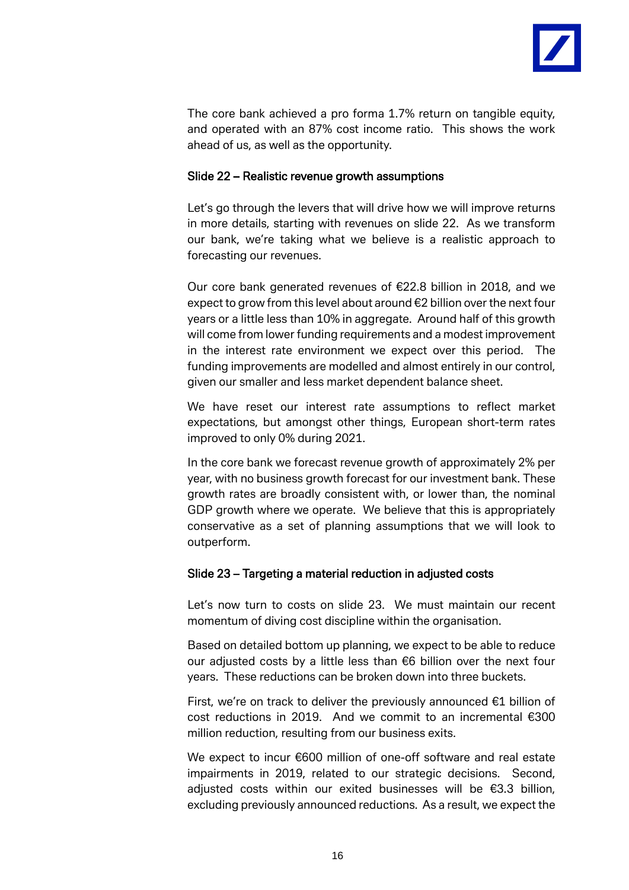The core bank achieved a pro forma 1.7% return on tangible equity, and operated with an 87% cost income ratio. This shows the work ahead of us, as well as the opportunity.

### Slide 22 – Realistic revenue growth assumptions

Let's go through the levers that will drive how we will improve returns in more details, starting with revenues on slide 22. As we transform our bank, we're taking what we believe is a realistic approach to forecasting our revenues.

Our core bank generated revenues of €22.8 billion in 2018, and we expect to grow from this level about around €2 billion over the next four years or a little less than 10% in aggregate. Around half of this growth will come from lower funding requirements and a modest improvement in the interest rate environment we expect over this period. The funding improvements are modelled and almost entirely in our control, given our smaller and less market dependent balance sheet.

We have reset our interest rate assumptions to reflect market expectations, but amongst other things, European short-term rates improved to only 0% during 2021.

In the core bank we forecast revenue growth of approximately 2% per year, with no business growth forecast for our investment bank. These growth rates are broadly consistent with, or lower than, the nominal GDP growth where we operate. We believe that this is appropriately conservative as a set of planning assumptions that we will look to outperform.

### Slide 23 – Targeting a material reduction in adjusted costs

Let's now turn to costs on slide 23. We must maintain our recent momentum of diving cost discipline within the organisation.

Based on detailed bottom up planning, we expect to be able to reduce our adjusted costs by a little less than €6 billion over the next four years. These reductions can be broken down into three buckets.

First, we're on track to deliver the previously announced €1 billion of cost reductions in 2019. And we commit to an incremental €300 million reduction, resulting from our business exits.

We expect to incur €600 million of one-off software and real estate impairments in 2019, related to our strategic decisions. Second, adjusted costs within our exited businesses will be €3.3 billion, excluding previously announced reductions. As a result, we expect the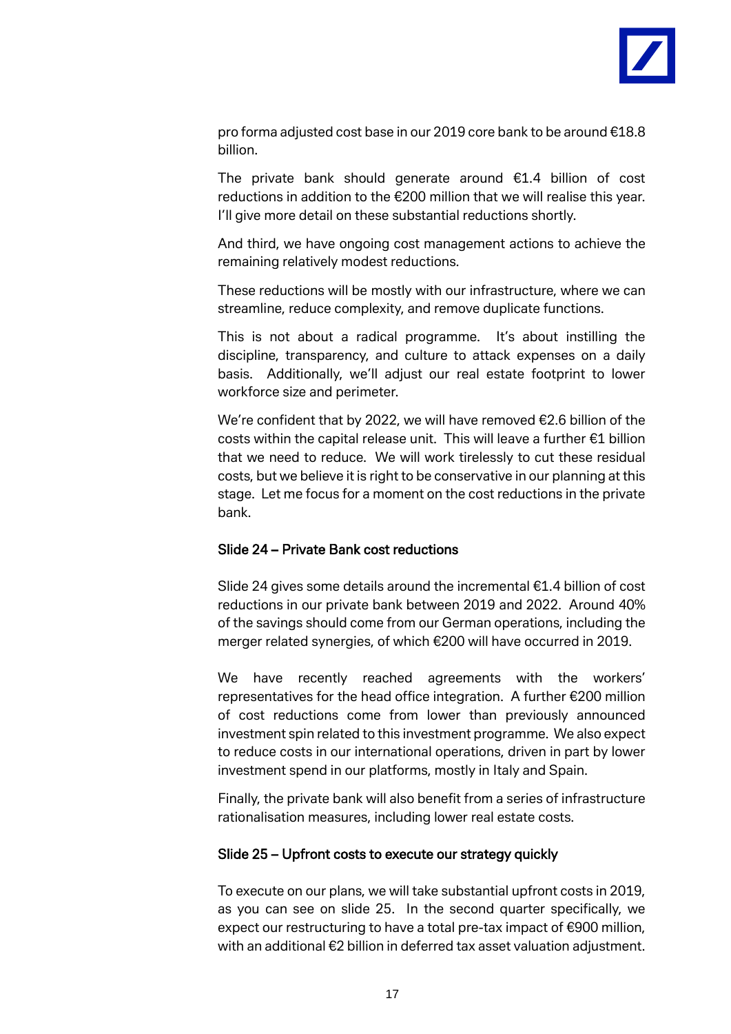pro forma adjusted cost base in our 2019 core bank to be around €18.8 billion.

The private bank should generate around €1.4 billion of cost reductions in addition to the €200 million that we will realise this year. I'll give more detail on these substantial reductions shortly.

And third, we have ongoing cost management actions to achieve the remaining relatively modest reductions.

These reductions will be mostly with our infrastructure, where we can streamline, reduce complexity, and remove duplicate functions.

This is not about a radical programme. It's about instilling the discipline, transparency, and culture to attack expenses on a daily basis. Additionally, we'll adjust our real estate footprint to lower workforce size and perimeter.

We're confident that by 2022, we will have removed €2.6 billion of the costs within the capital release unit. This will leave a further €1 billion that we need to reduce. We will work tirelessly to cut these residual costs, but we believe it is right to be conservative in our planning at this stage. Let me focus for a moment on the cost reductions in the private bank.

#### Slide 24 – Private Bank cost reductions

Slide 24 gives some details around the incremental €1.4 billion of cost reductions in our private bank between 2019 and 2022. Around 40% of the savings should come from our German operations, including the merger related synergies, of which €200 will have occurred in 2019.

We have recently reached agreements with the workers' representatives for the head office integration. A further €200 million of cost reductions come from lower than previously announced investment spin related to this investment programme. We also expect to reduce costs in our international operations, driven in part by lower investment spend in our platforms, mostly in Italy and Spain.

Finally, the private bank will also benefit from a series of infrastructure rationalisation measures, including lower real estate costs.

#### Slide 25 – Upfront costs to execute our strategy quickly

To execute on our plans, we will take substantial upfront costs in 2019, as you can see on slide 25. In the second quarter specifically, we expect our restructuring to have a total pre-tax impact of €900 million, with an additional €2 billion in deferred tax asset valuation adjustment.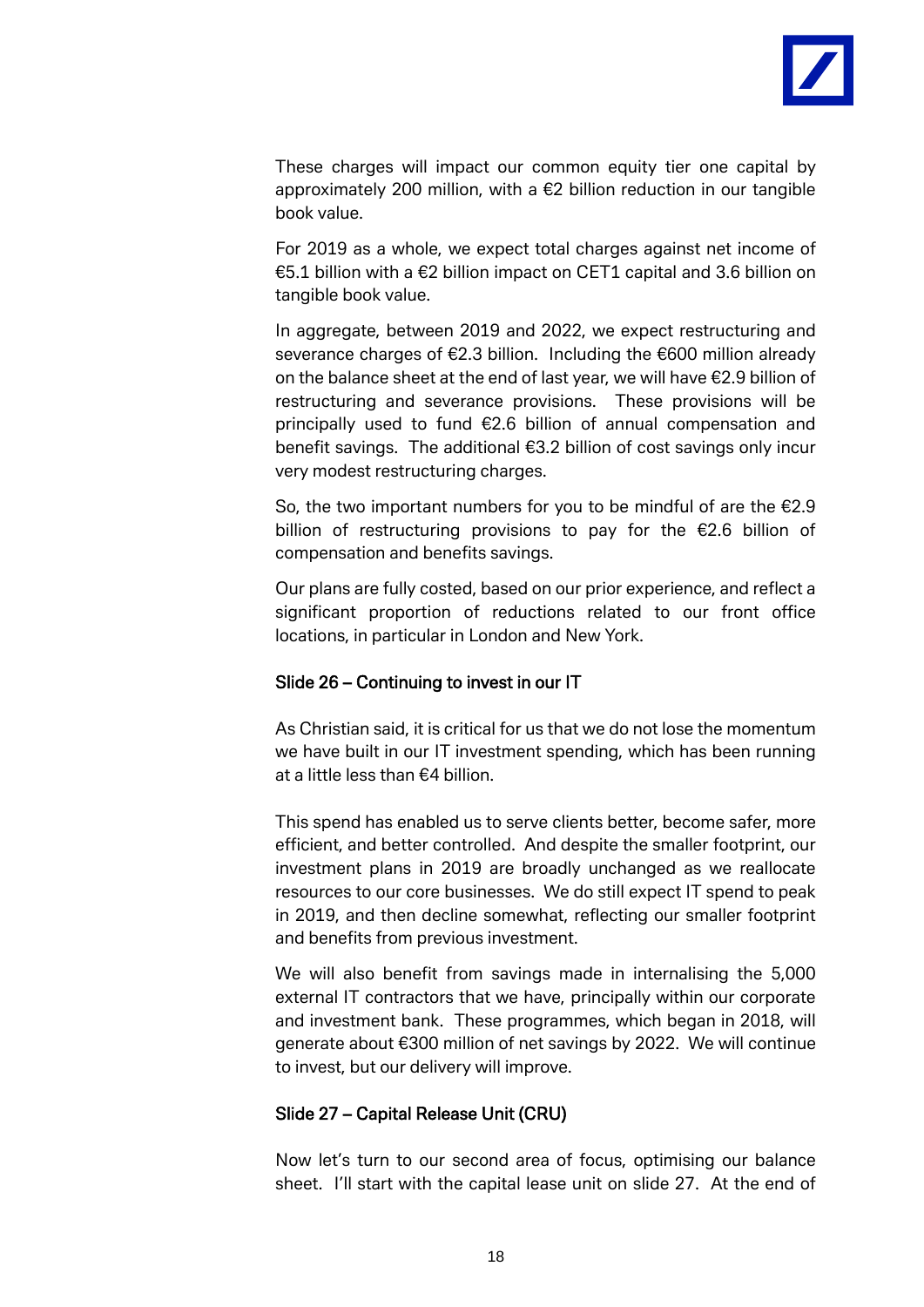These charges will impact our common equity tier one capital by approximately 200 million, with a €2 billion reduction in our tangible book value.

For 2019 as a whole, we expect total charges against net income of €5.1 billion with a €2 billion impact on CET1 capital and 3.6 billion on tangible book value.

In aggregate, between 2019 and 2022, we expect restructuring and severance charges of €2.3 billion. Including the €600 million already on the balance sheet at the end of last year, we will have €2.9 billion of restructuring and severance provisions. These provisions will be principally used to fund €2.6 billion of annual compensation and benefit savings. The additional €3.2 billion of cost savings only incur very modest restructuring charges.

So, the two important numbers for you to be mindful of are the €2.9 billion of restructuring provisions to pay for the €2.6 billion of compensation and benefits savings.

Our plans are fully costed, based on our prior experience, and reflect a significant proportion of reductions related to our front office locations, in particular in London and New York.

### Slide 26 – Continuing to invest in our IT

As Christian said, it is critical for us that we do not lose the momentum we have built in our IT investment spending, which has been running at a little less than €4 billion.

This spend has enabled us to serve clients better, become safer, more efficient, and better controlled. And despite the smaller footprint, our investment plans in 2019 are broadly unchanged as we reallocate resources to our core businesses. We do still expect IT spend to peak in 2019, and then decline somewhat, reflecting our smaller footprint and benefits from previous investment.

We will also benefit from savings made in internalising the 5,000 external IT contractors that we have, principally within our corporate and investment bank. These programmes, which began in 2018, will generate about €300 million of net savings by 2022. We will continue to invest, but our delivery will improve.

### Slide 27 – Capital Release Unit (CRU)

Now let's turn to our second area of focus, optimising our balance sheet. I'll start with the capital lease unit on slide 27. At the end of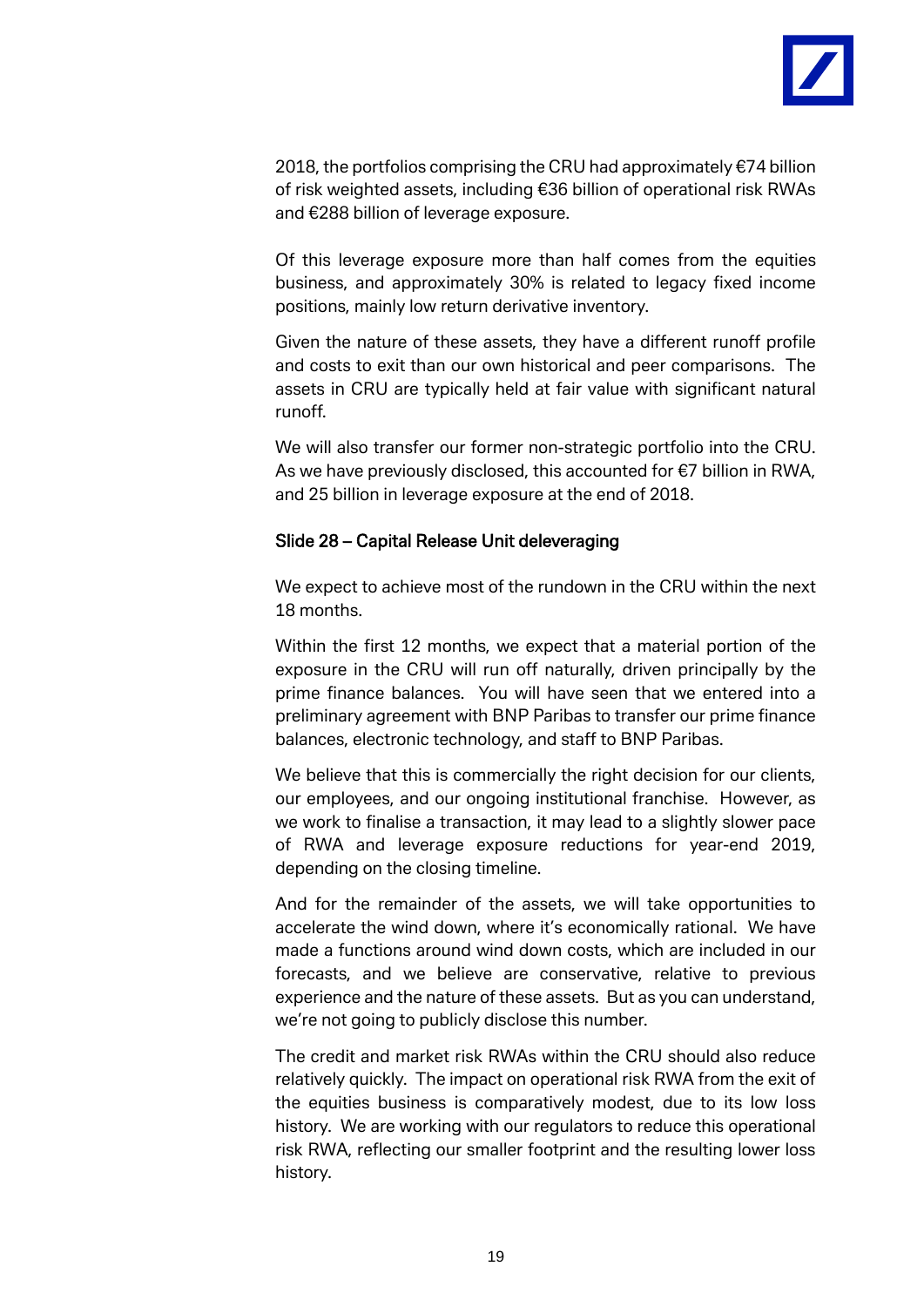2018, the portfolios comprising the CRU had approximately €74 billion of risk weighted assets, including €36 billion of operational risk RWAs and €288 billion of leverage exposure.

Of this leverage exposure more than half comes from the equities business, and approximately 30% is related to legacy fixed income positions, mainly low return derivative inventory.

Given the nature of these assets, they have a different runoff profile and costs to exit than our own historical and peer comparisons. The assets in CRU are typically held at fair value with significant natural runoff.

We will also transfer our former non-strategic portfolio into the CRU. As we have previously disclosed, this accounted for €7 billion in RWA, and 25 billion in leverage exposure at the end of 2018.

Slide 28 – Capital Release Unit deleveraging

We expect to achieve most of the rundown in the CRU within the next 18 months.

Within the first 12 months, we expect that a material portion of the exposure in the CRU will run off naturally, driven principally by the prime finance balances. You will have seen that we entered into a preliminary agreement with BNP Paribas to transfer our prime finance balances, electronic technology, and staff to BNP Paribas.

We believe that this is commercially the right decision for our clients, our employees, and our ongoing institutional franchise. However, as we work to finalise a transaction, it may lead to a slightly slower pace of RWA and leverage exposure reductions for year-end 2019, depending on the closing timeline.

And for the remainder of the assets, we will take opportunities to accelerate the wind down, where it's economically rational. We have made a functions around wind down costs, which are included in our forecasts, and we believe are conservative, relative to previous experience and the nature of these assets. But as you can understand, we're not going to publicly disclose this number.

The credit and market risk RWAs within the CRU should also reduce relatively quickly. The impact on operational risk RWA from the exit of the equities business is comparatively modest, due to its low loss history. We are working with our regulators to reduce this operational risk RWA, reflecting our smaller footprint and the resulting lower loss history.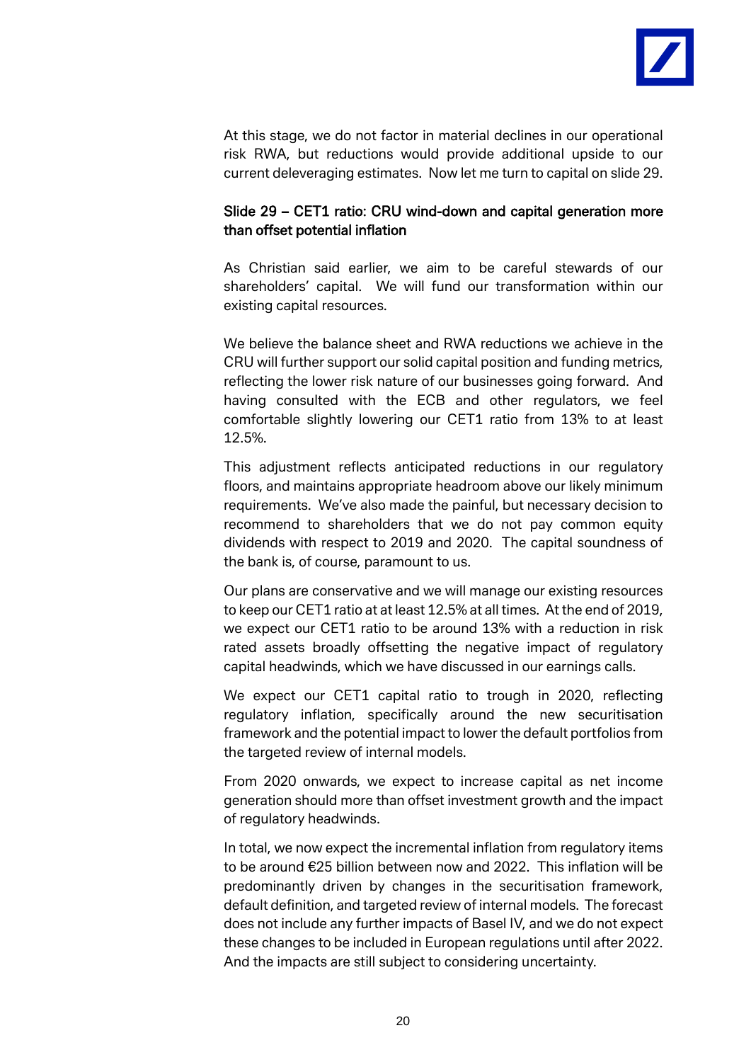At this stage, we do not factor in material declines in our operational risk RWA, but reductions would provide additional upside to our current deleveraging estimates. Now let me turn to capital on slide 29.

## Slide 29 – CET1 ratio: CRU wind-down and capital generation more than offset potential inflation

As Christian said earlier, we aim to be careful stewards of our shareholders' capital. We will fund our transformation within our existing capital resources.

We believe the balance sheet and RWA reductions we achieve in the CRU will further support our solid capital position and funding metrics, reflecting the lower risk nature of our businesses going forward. And having consulted with the ECB and other regulators, we feel comfortable slightly lowering our CET1 ratio from 13% to at least 12.5%.

This adjustment reflects anticipated reductions in our regulatory floors, and maintains appropriate headroom above our likely minimum requirements. We've also made the painful, but necessary decision to recommend to shareholders that we do not pay common equity dividends with respect to 2019 and 2020. The capital soundness of the bank is, of course, paramount to us.

Our plans are conservative and we will manage our existing resources to keep our CET1 ratio at at least 12.5% at all times. At the end of 2019, we expect our CET1 ratio to be around 13% with a reduction in risk rated assets broadly offsetting the negative impact of regulatory capital headwinds, which we have discussed in our earnings calls.

We expect our CET1 capital ratio to trough in 2020, reflecting regulatory inflation, specifically around the new securitisation framework and the potential impact to lower the default portfolios from the targeted review of internal models.

From 2020 onwards, we expect to increase capital as net income generation should more than offset investment growth and the impact of regulatory headwinds.

In total, we now expect the incremental inflation from regulatory items to be around €25 billion between now and 2022. This inflation will be predominantly driven by changes in the securitisation framework, default definition, and targeted review of internal models. The forecast does not include any further impacts of Basel IV, and we do not expect these changes to be included in European regulations until after 2022. And the impacts are still subject to considering uncertainty.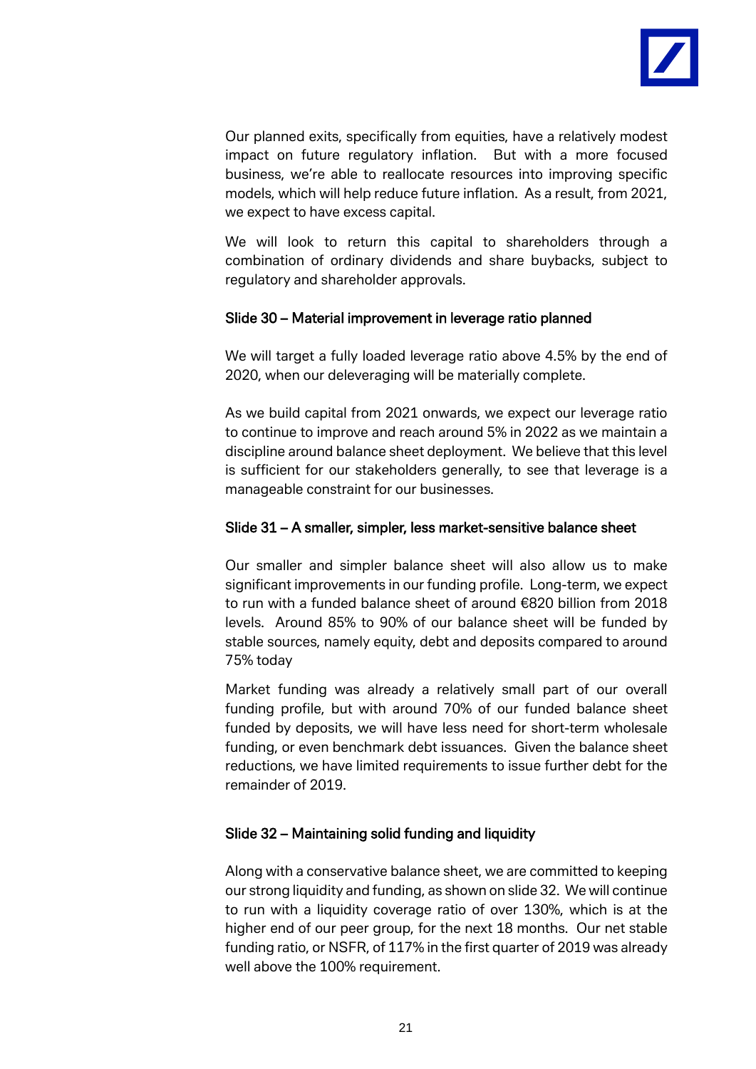Our planned exits, specifically from equities, have a relatively modest impact on future regulatory inflation. But with a more focused business, we're able to reallocate resources into improving specific models, which will help reduce future inflation. As a result, from 2021, we expect to have excess capital.

We will look to return this capital to shareholders through a combination of ordinary dividends and share buybacks, subject to regulatory and shareholder approvals.

### Slide 30 – Material improvement in leverage ratio planned

We will target a fully loaded leverage ratio above 4.5% by the end of 2020, when our deleveraging will be materially complete.

As we build capital from 2021 onwards, we expect our leverage ratio to continue to improve and reach around 5% in 2022 as we maintain a discipline around balance sheet deployment. We believe that this level is sufficient for our stakeholders generally, to see that leverage is a manageable constraint for our businesses.

### Slide 31 – A smaller, simpler, less market-sensitive balance sheet

Our smaller and simpler balance sheet will also allow us to make significant improvements in our funding profile. Long-term, we expect to run with a funded balance sheet of around €820 billion from 2018 levels. Around 85% to 90% of our balance sheet will be funded by stable sources, namely equity, debt and deposits compared to around 75% today

Market funding was already a relatively small part of our overall funding profile, but with around 70% of our funded balance sheet funded by deposits, we will have less need for short-term wholesale funding, or even benchmark debt issuances. Given the balance sheet reductions, we have limited requirements to issue further debt for the remainder of 2019.

### Slide 32 – Maintaining solid funding and liquidity

Along with a conservative balance sheet, we are committed to keeping our strong liquidity and funding, as shown on slide 32. We will continue to run with a liquidity coverage ratio of over 130%, which is at the higher end of our peer group, for the next 18 months. Our net stable funding ratio, or NSFR, of 117% in the first quarter of 2019 was already well above the 100% requirement.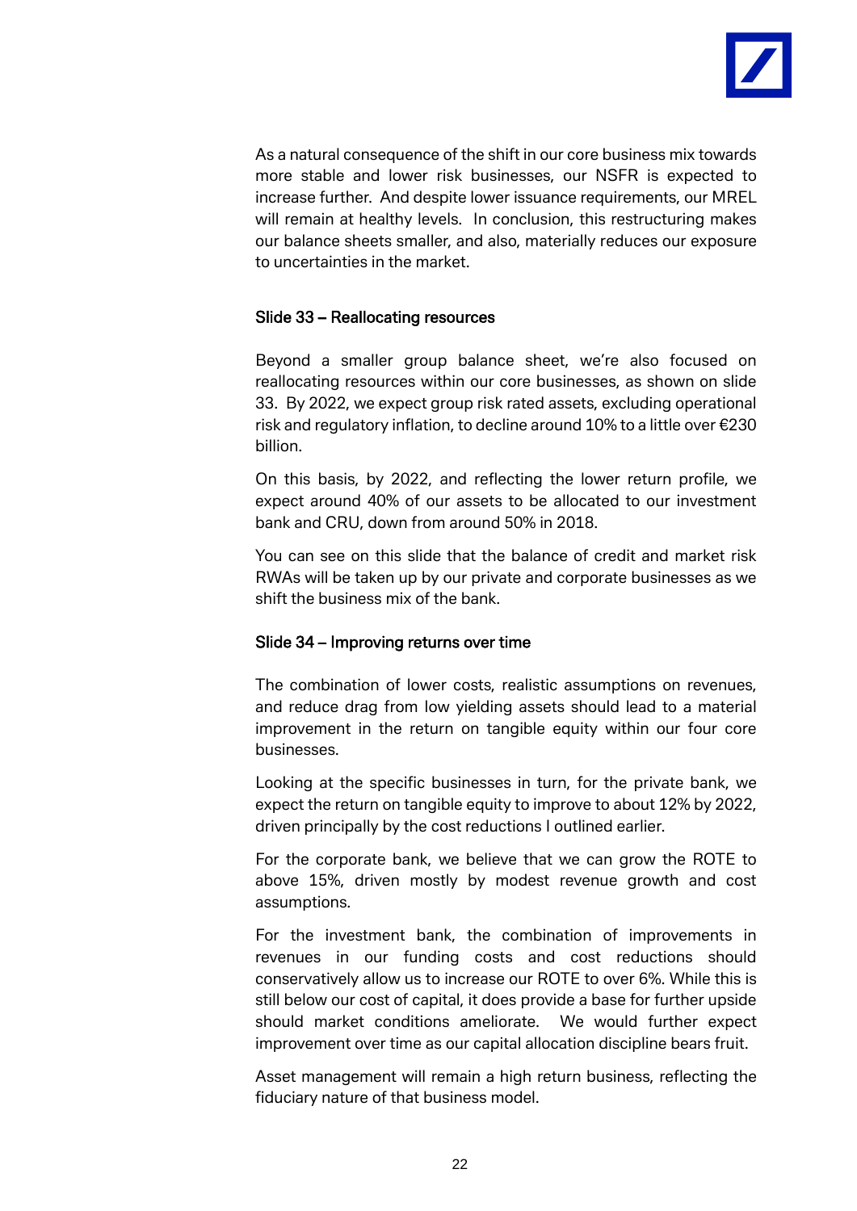As a natural consequence of the shift in our core business mix towards more stable and lower risk businesses, our NSFR is expected to increase further. And despite lower issuance requirements, our MREL will remain at healthy levels. In conclusion, this restructuring makes our balance sheets smaller, and also, materially reduces our exposure to uncertainties in the market.

## Slide 33 – Reallocating resources

Beyond a smaller group balance sheet, we're also focused on reallocating resources within our core businesses, as shown on slide 33. By 2022, we expect group risk rated assets, excluding operational risk and regulatory inflation, to decline around 10% to a little over €230 billion.

On this basis, by 2022, and reflecting the lower return profile, we expect around 40% of our assets to be allocated to our investment bank and CRU, down from around 50% in 2018.

You can see on this slide that the balance of credit and market risk RWAs will be taken up by our private and corporate businesses as we shift the business mix of the bank.

## Slide 34 – Improving returns over time

The combination of lower costs, realistic assumptions on revenues, and reduce drag from low yielding assets should lead to a material improvement in the return on tangible equity within our four core businesses.

Looking at the specific businesses in turn, for the private bank, we expect the return on tangible equity to improve to about 12% by 2022, driven principally by the cost reductions I outlined earlier.

For the corporate bank, we believe that we can grow the ROTE to above 15%, driven mostly by modest revenue growth and cost assumptions.

For the investment bank, the combination of improvements in revenues in our funding costs and cost reductions should conservatively allow us to increase our ROTE to over 6%. While this is still below our cost of capital, it does provide a base for further upside should market conditions ameliorate. We would further expect improvement over time as our capital allocation discipline bears fruit.

Asset management will remain a high return business, reflecting the fiduciary nature of that business model.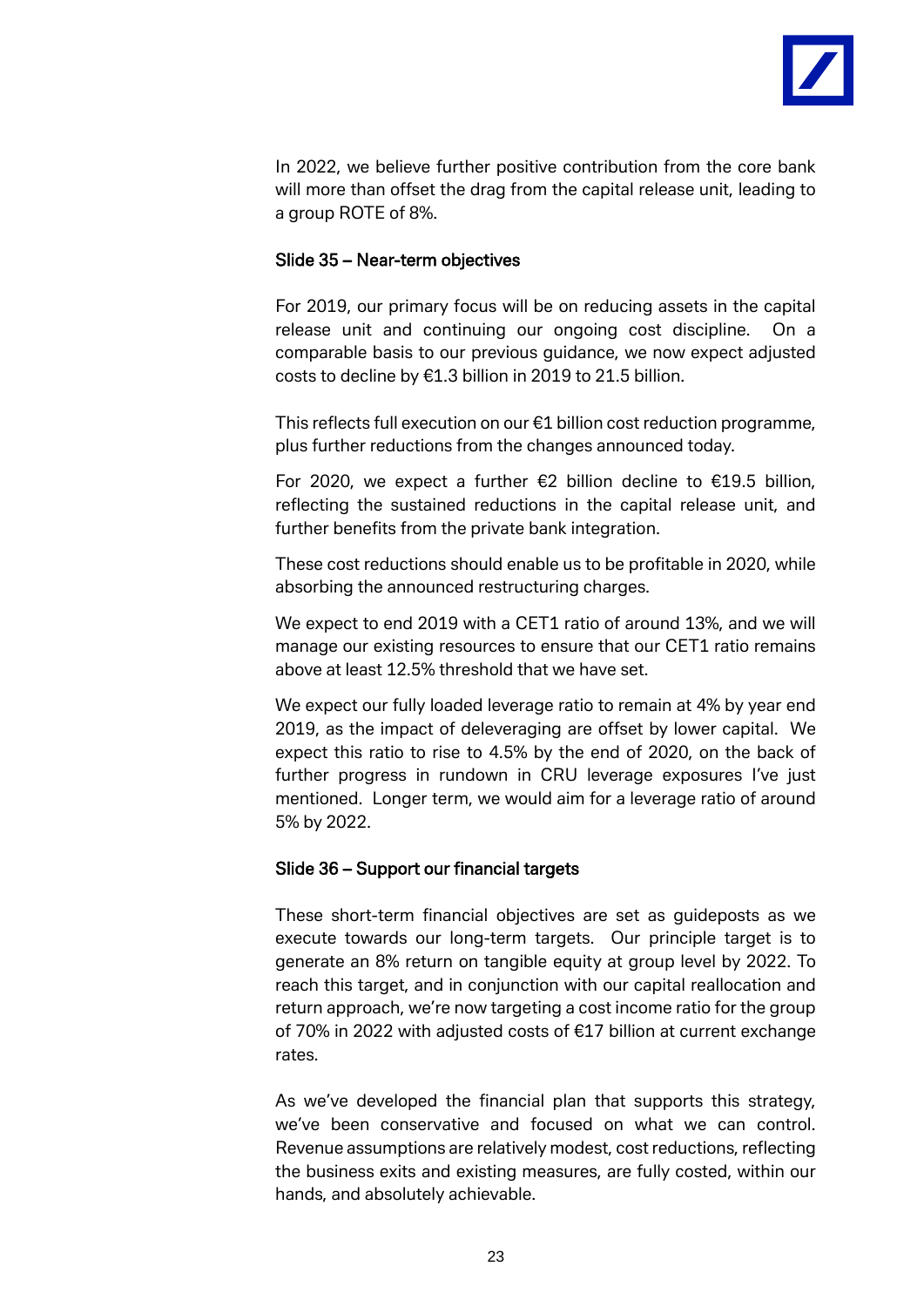In 2022, we believe further positive contribution from the core bank will more than offset the drag from the capital release unit, leading to a group ROTE of 8%.

### Slide 35 – Near-term objectives

For 2019, our primary focus will be on reducing assets in the capital release unit and continuing our ongoing cost discipline. On a comparable basis to our previous guidance, we now expect adjusted costs to decline by €1.3 billion in 2019 to 21.5 billion.

This reflects full execution on our €1 billion cost reduction programme, plus further reductions from the changes announced today.

For 2020, we expect a further €2 billion decline to €19.5 billion, reflecting the sustained reductions in the capital release unit, and further benefits from the private bank integration.

These cost reductions should enable us to be profitable in 2020, while absorbing the announced restructuring charges.

We expect to end 2019 with a CET1 ratio of around 13%, and we will manage our existing resources to ensure that our CET1 ratio remains above at least 12.5% threshold that we have set.

We expect our fully loaded leverage ratio to remain at 4% by year end 2019, as the impact of deleveraging are offset by lower capital. We expect this ratio to rise to 4.5% by the end of 2020, on the back of further progress in rundown in CRU leverage exposures I've just mentioned. Longer term, we would aim for a leverage ratio of around 5% by 2022.

### Slide 36 – Support our financial targets

These short-term financial objectives are set as guideposts as we execute towards our long-term targets. Our principle target is to generate an 8% return on tangible equity at group level by 2022. To reach this target, and in conjunction with our capital reallocation and return approach, we're now targeting a cost income ratio for the group of 70% in 2022 with adjusted costs of €17 billion at current exchange rates.

As we've developed the financial plan that supports this strategy, we've been conservative and focused on what we can control. Revenue assumptions are relatively modest, cost reductions, reflecting the business exits and existing measures, are fully costed, within our hands, and absolutely achievable.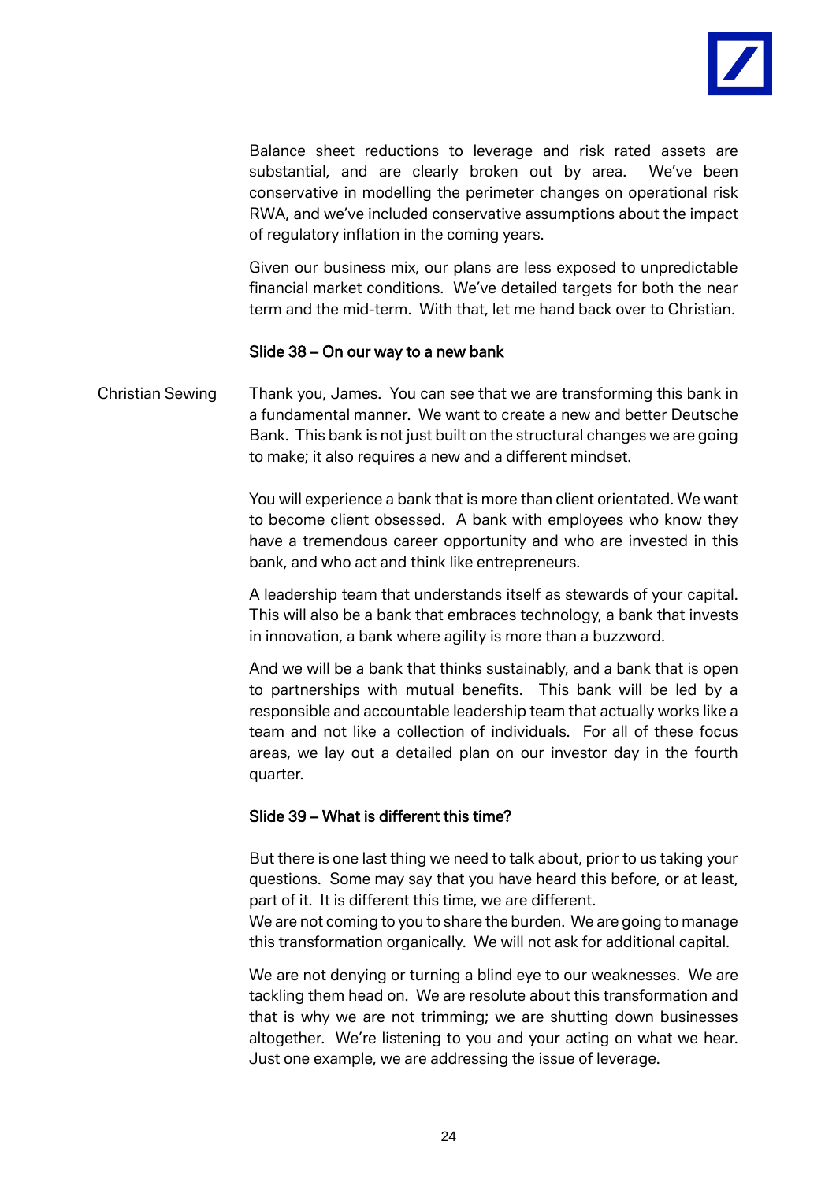Balance sheet reductions to leverage and risk rated assets are substantial, and are clearly broken out by area. We've been conservative in modelling the perimeter changes on operational risk RWA, and we've included conservative assumptions about the impact of regulatory inflation in the coming years.

Given our business mix, our plans are less exposed to unpredictable financial market conditions. We've detailed targets for both the near term and the mid-term. With that, let me hand back over to Christian.

**Slide 38 – On our way to a new bank**

Christian Sewing

Thank you, James. You can see that we are transforming this bank in a fundamental manner. We want to create a new and better Deutsche Bank. This bank is not just built on the structural changes we are going to make; it also requires a new and a different mindset.

You will experience a bank that is more than client orientated. We want to become client obsessed. A bank with employees who know they have a tremendous career opportunity and who are invested in this bank, and who act and think like entrepreneurs.

A leadership team that understands itself as stewards of your capital. This will also be a bank that embraces technology, a bank that invests in innovation, a bank where agility is more than a buzzword.

And we will be a bank that thinks sustainably, and a bank that is open to partnerships with mutual benefits. This bank will be led by a responsible and accountable leadership team that actually works like a team and not like a collection of individuals. For all of these focus areas, we lay out a detailed plan on our investor day in the fourth quarter.

**Slide 39 – What is different this time?**

But there is one last thing we need to talk about, prior to us taking your questions. Some may say that you have heard this before, or at least, part of it. It is different this time, we are different.
We are not coming to you to share the burden. We are going to manage this transformation organically. We will not ask for additional capital.

We are not denying or turning a blind eye to our weaknesses. We are tackling them head on. We are resolute about this transformation and that is why we are not trimming; we are shutting down businesses altogether. We're listening to you and your acting on what we hear. Just one example, we are addressing the issue of leverage.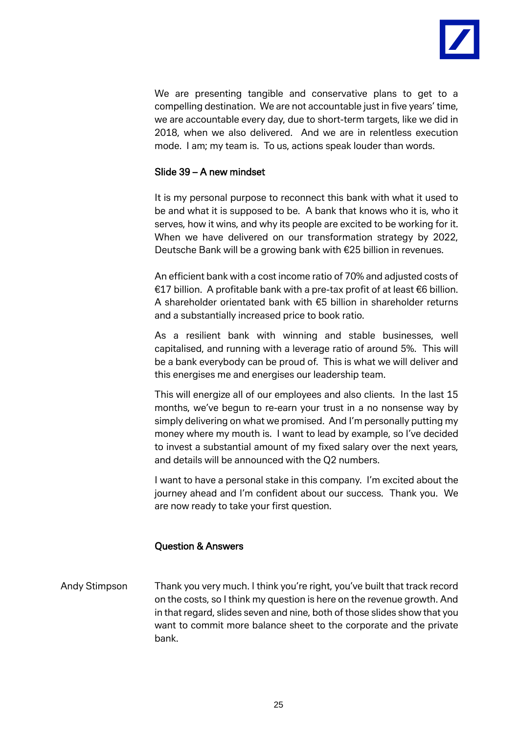We are presenting tangible and conservative plans to get to a compelling destination. We are not accountable just in five years' time, we are accountable every day, due to short-term targets, like we did in 2018, when we also delivered. And we are in relentless execution mode. I am; my team is. To us, actions speak louder than words.

## Slide 39 – A new mindset

It is my personal purpose to reconnect this bank with what it used to be and what it is supposed to be. A bank that knows who it is, who it serves, how it wins, and why its people are excited to be working for it. When we have delivered on our transformation strategy by 2022, Deutsche Bank will be a growing bank with €25 billion in revenues.

An efficient bank with a cost income ratio of 70% and adjusted costs of €17 billion. A profitable bank with a pre-tax profit of at least €6 billion. A shareholder orientated bank with €5 billion in shareholder returns and a substantially increased price to book ratio.

As a resilient bank with winning and stable businesses, well capitalised, and running with a leverage ratio of around 5%. This will be a bank everybody can be proud of. This is what we will deliver and this energises me and energises our leadership team.

This will energize all of our employees and also clients. In the last 15 months, we've begun to re-earn your trust in a no nonsense way by simply delivering on what we promised. And I'm personally putting my money where my mouth is. I want to lead by example, so I've decided to invest a substantial amount of my fixed salary over the next years, and details will be announced with the Q2 numbers.

I want to have a personal stake in this company. I'm excited about the journey ahead and I'm confident about our success. Thank you. We are now ready to take your first question.

## Question & Answers

Andy Stimpson: Thank you very much. I think you're right, you've built that track record on the costs, so I think my question is here on the revenue growth. And in that regard, slides seven and nine, both of those slides show that you want to commit more balance sheet to the corporate and the private bank.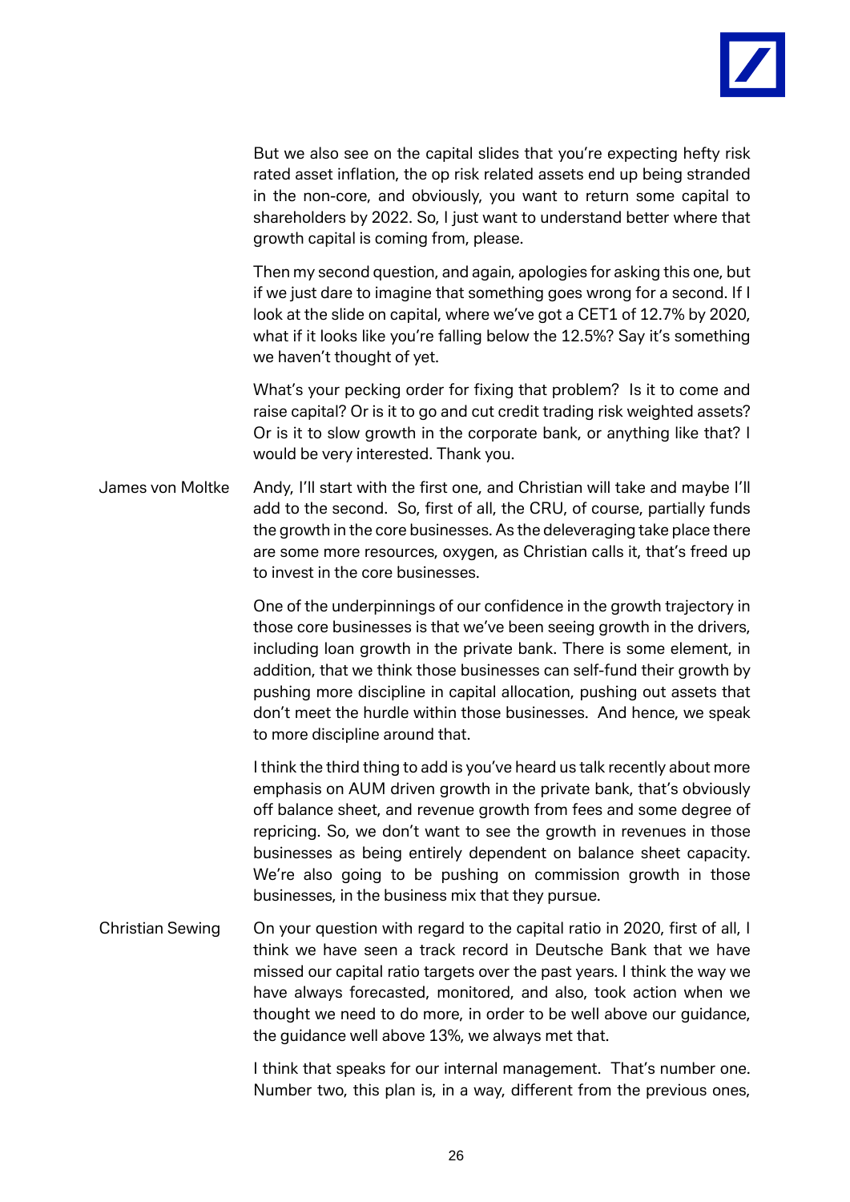But we also see on the capital slides that you're expecting hefty risk rated asset inflation, the op risk related assets end up being stranded in the non-core, and obviously, you want to return some capital to shareholders by 2022. So, I just want to understand better where that growth capital is coming from, please.

Then my second question, and again, apologies for asking this one, but if we just dare to imagine that something goes wrong for a second. If I look at the slide on capital, where we've got a CET1 of 12.7% by 2020, what if it looks like you're falling below the 12.5%? Say it's something we haven't thought of yet.

What's your pecking order for fixing that problem? Is it to come and raise capital? Or is it to go and cut credit trading risk weighted assets? Or is it to slow growth in the corporate bank, or anything like that? I would be very interested. Thank you.

**James von Moltke**

Andy, I'll start with the first one, and Christian will take and maybe I'll add to the second. So, first of all, the CRU, of course, partially funds the growth in the core businesses. As the deleveraging take place there are some more resources, oxygen, as Christian calls it, that's freed up to invest in the core businesses.

One of the underpinnings of our confidence in the growth trajectory in those core businesses is that we've been seeing growth in the drivers, including loan growth in the private bank. There is some element, in addition, that we think those businesses can self-fund their growth by pushing more discipline in capital allocation, pushing out assets that don't meet the hurdle within those businesses. And hence, we speak to more discipline around that.

I think the third thing to add is you've heard us talk recently about more emphasis on AUM driven growth in the private bank, that's obviously off balance sheet, and revenue growth from fees and some degree of repricing. So, we don't want to see the growth in revenues in those businesses as being entirely dependent on balance sheet capacity. We're also going to be pushing on commission growth in those businesses, in the business mix that they pursue.

**Christian Sewing**

On your question with regard to the capital ratio in 2020, first of all, I think we have seen a track record in Deutsche Bank that we have missed our capital ratio targets over the past years. I think the way we have always forecasted, monitored, and also, took action when we thought we need to do more, in order to be well above our guidance, the guidance well above 13%, we always met that.

I think that speaks for our internal management. That's number one. Number two, this plan is, in a way, different from the previous ones,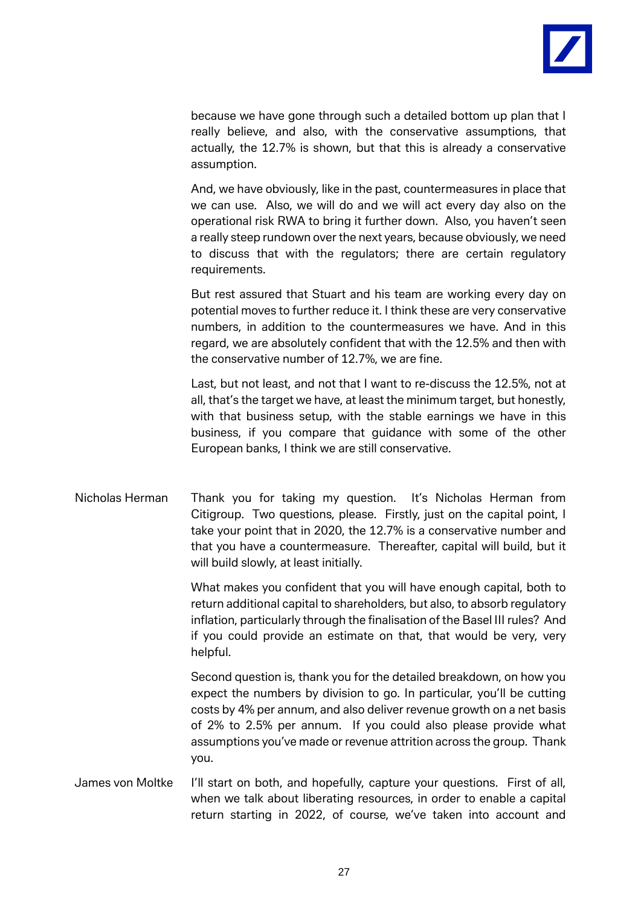because we have gone through such a detailed bottom up plan that I really believe, and also, with the conservative assumptions, that actually, the 12.7% is shown, but that this is already a conservative assumption.

And, we have obviously, like in the past, countermeasures in place that we can use. Also, we will do and we will act every day also on the operational risk RWA to bring it further down. Also, you haven't seen a really steep rundown over the next years, because obviously, we need to discuss that with the regulators; there are certain regulatory requirements.

But rest assured that Stuart and his team are working every day on potential moves to further reduce it. I think these are very conservative numbers, in addition to the countermeasures we have. And in this regard, we are absolutely confident that with the 12.5% and then with the conservative number of 12.7%, we are fine.

Last, but not least, and not that I want to re-discuss the 12.5%, not at all, that's the target we have, at least the minimum target, but honestly, with that business setup, with the stable earnings we have in this business, if you compare that guidance with some of the other European banks, I think we are still conservative.

Nicholas Herman: Thank you for taking my question. It's Nicholas Herman from Citigroup. Two questions, please. Firstly, just on the capital point, I take your point that in 2020, the 12.7% is a conservative number and that you have a countermeasure. Thereafter, capital will build, but it will build slowly, at least initially.

What makes you confident that you will have enough capital, both to return additional capital to shareholders, but also, to absorb regulatory inflation, particularly through the finalisation of the Basel III rules? And if you could provide an estimate on that, that would be very, very helpful.

Second question is, thank you for the detailed breakdown, on how you expect the numbers by division to go. In particular, you'll be cutting costs by 4% per annum, and also deliver revenue growth on a net basis of 2% to 2.5% per annum. If you could also please provide what assumptions you've made or revenue attrition across the group. Thank you.

James von Moltke: I'll start on both, and hopefully, capture your questions. First of all, when we talk about liberating resources, in order to enable a capital return starting in 2022, of course, we've taken into account and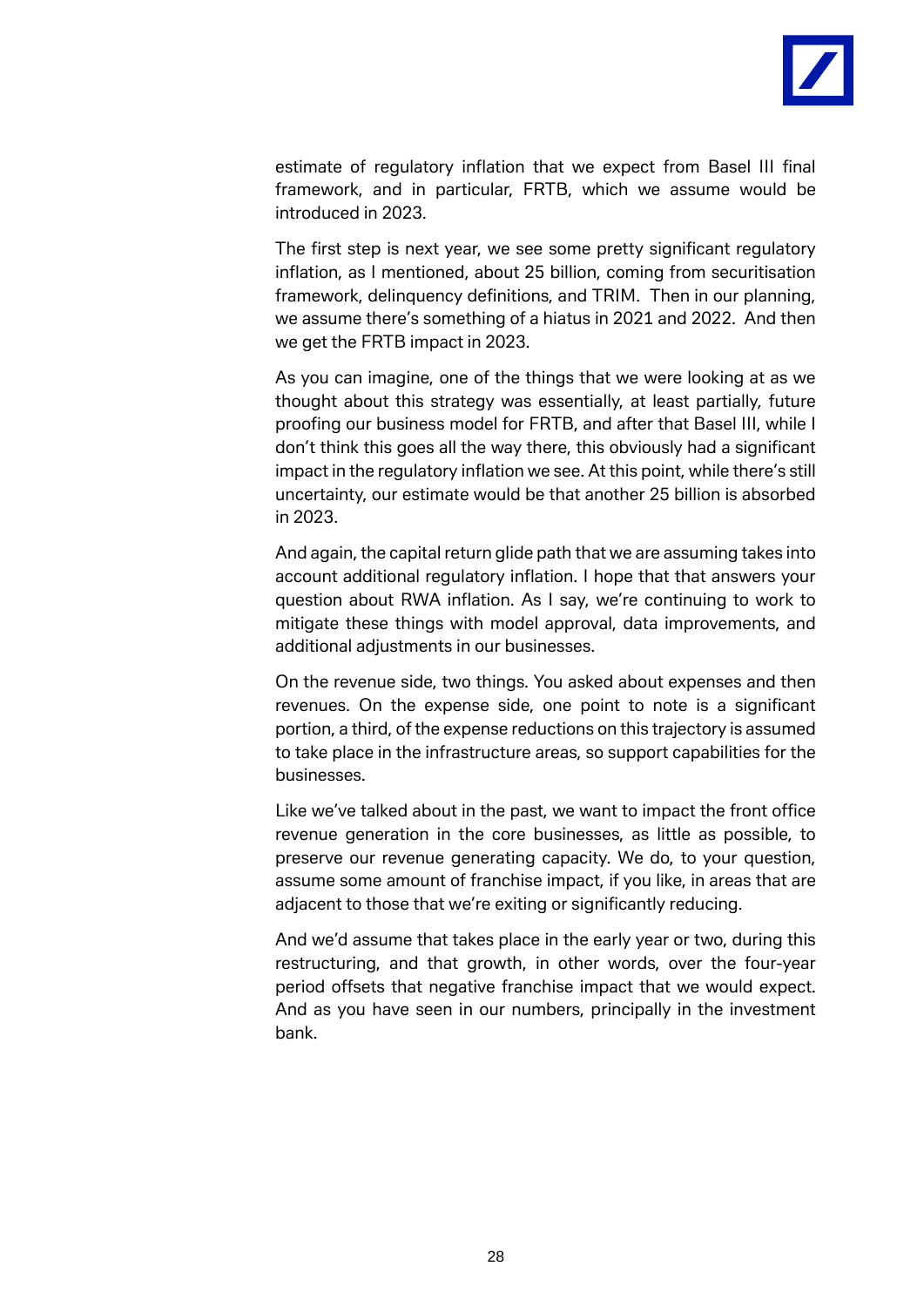estimate of regulatory inflation that we expect from Basel III final framework, and in particular, FRTB, which we assume would be introduced in 2023.

The first step is next year, we see some pretty significant regulatory inflation, as I mentioned, about 25 billion, coming from securitisation framework, delinquency definitions, and TRIM. Then in our planning, we assume there's something of a hiatus in 2021 and 2022. And then we get the FRTB impact in 2023.

As you can imagine, one of the things that we were looking at as we thought about this strategy was essentially, at least partially, future proofing our business model for FRTB, and after that Basel III, while I don't think this goes all the way there, this obviously had a significant impact in the regulatory inflation we see. At this point, while there's still uncertainty, our estimate would be that another 25 billion is absorbed in 2023.

And again, the capital return glide path that we are assuming takes into account additional regulatory inflation. I hope that that answers your question about RWA inflation. As I say, we're continuing to work to mitigate these things with model approval, data improvements, and additional adjustments in our businesses.

On the revenue side, two things. You asked about expenses and then revenues. On the expense side, one point to note is a significant portion, a third, of the expense reductions on this trajectory is assumed to take place in the infrastructure areas, so support capabilities for the businesses.

Like we've talked about in the past, we want to impact the front office revenue generation in the core businesses, as little as possible, to preserve our revenue generating capacity. We do, to your question, assume some amount of franchise impact, if you like, in areas that are adjacent to those that we're exiting or significantly reducing.

And we'd assume that takes place in the early year or two, during this restructuring, and that growth, in other words, over the four-year period offsets that negative franchise impact that we would expect. And as you have seen in our numbers, principally in the investment bank.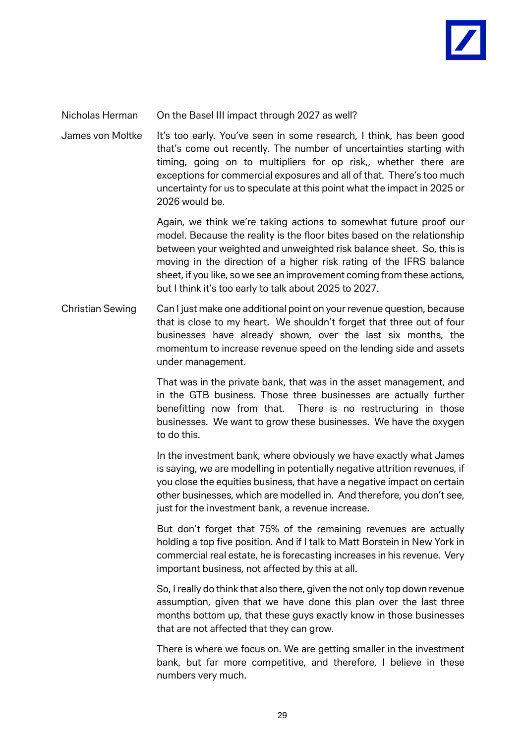**Nicholas Herman** On the Basel III impact through 2027 as well?

**James von Moltke** It's too early. You've seen in some research, I think, has been good that's come out recently. The number of uncertainties starting with timing, going on to multipliers for op risk,, whether there are exceptions for commercial exposures and all of that. There's too much uncertainty for us to speculate at this point what the impact in 2025 or 2026 would be.

Again, we think we're taking actions to somewhat future proof our model. Because the reality is the floor bites based on the relationship between your weighted and unweighted risk balance sheet. So, this is moving in the direction of a higher risk rating of the IFRS balance sheet, if you like, so we see an improvement coming from these actions, but I think it's too early to talk about 2025 to 2027.

**Christian Sewing** Can I just make one additional point on your revenue question, because that is close to my heart. We shouldn't forget that three out of four businesses have already shown, over the last six months, the momentum to increase revenue speed on the lending side and assets under management.

That was in the private bank, that was in the asset management, and in the GTB business. Those three businesses are actually further benefitting now from that. There is no restructuring in those businesses. We want to grow these businesses. We have the oxygen to do this.

In the investment bank, where obviously we have exactly what James is saying, we are modelling in potentially negative attrition revenues, if you close the equities business, that have a negative impact on certain other businesses, which are modelled in. And therefore, you don't see, just for the investment bank, a revenue increase.

But don't forget that 75% of the remaining revenues are actually holding a top five position. And if I talk to Matt Borstein in New York in commercial real estate, he is forecasting increases in his revenue. Very important business, not affected by this at all.

So, I really do think that also there, given the not only top down revenue assumption, given that we have done this plan over the last three months bottom up, that these guys exactly know in those businesses that are not affected that they can grow.

There is where we focus on. We are getting smaller in the investment bank, but far more competitive, and therefore, I believe in these numbers very much.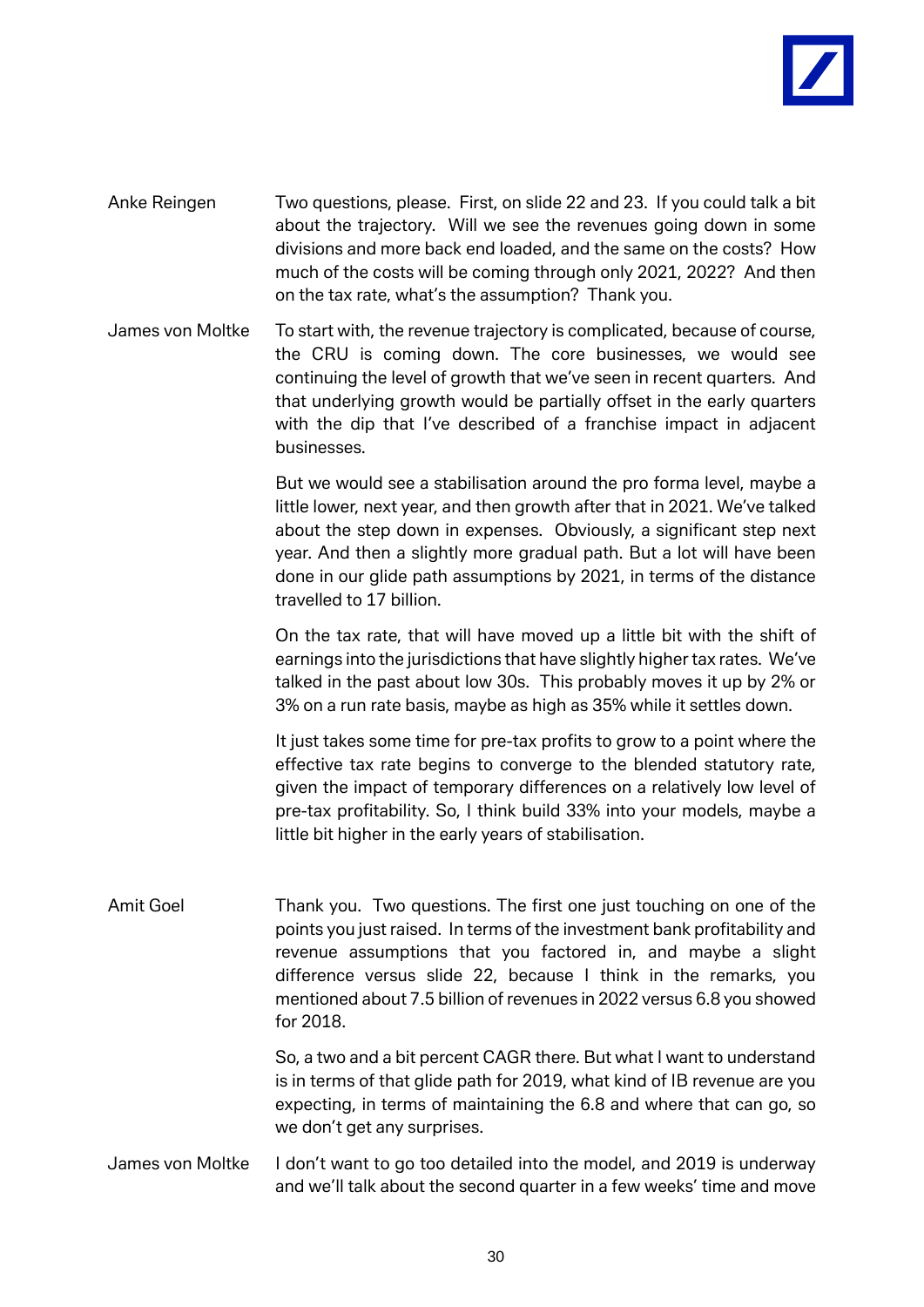**Anke Reingen**

Two questions, please. First, on slide 22 and 23. If you could talk a bit about the trajectory. Will we see the revenues going down in some divisions and more back end loaded, and the same on the costs? How much of the costs will be coming through only 2021, 2022? And then on the tax rate, what's the assumption? Thank you.

**James von Moltke**

To start with, the revenue trajectory is complicated, because of course, the CRU is coming down. The core businesses, we would see continuing the level of growth that we've seen in recent quarters. And that underlying growth would be partially offset in the early quarters with the dip that I've described of a franchise impact in adjacent businesses.

But we would see a stabilisation around the pro forma level, maybe a little lower, next year, and then growth after that in 2021. We've talked about the step down in expenses. Obviously, a significant step next year. And then a slightly more gradual path. But a lot will have been done in our glide path assumptions by 2021, in terms of the distance travelled to 17 billion.

On the tax rate, that will have moved up a little bit with the shift of earnings into the jurisdictions that have slightly higher tax rates. We've talked in the past about low 30s. This probably moves it up by 2% or 3% on a run rate basis, maybe as high as 35% while it settles down.

It just takes some time for pre-tax profits to grow to a point where the effective tax rate begins to converge to the blended statutory rate, given the impact of temporary differences on a relatively low level of pre-tax profitability. So, I think build 33% into your models, maybe a little bit higher in the early years of stabilisation.

**Amit Goel**

Thank you. Two questions. The first one just touching on one of the points you just raised. In terms of the investment bank profitability and revenue assumptions that you factored in, and maybe a slight difference versus slide 22, because I think in the remarks, you mentioned about 7.5 billion of revenues in 2022 versus 6.8 you showed for 2018.

So, a two and a bit percent CAGR there. But what I want to understand is in terms of that glide path for 2019, what kind of IB revenue are you expecting, in terms of maintaining the 6.8 and where that can go, so we don't get any surprises.

**James von Moltke**

I don't want to go too detailed into the model, and 2019 is underway and we'll talk about the second quarter in a few weeks' time and move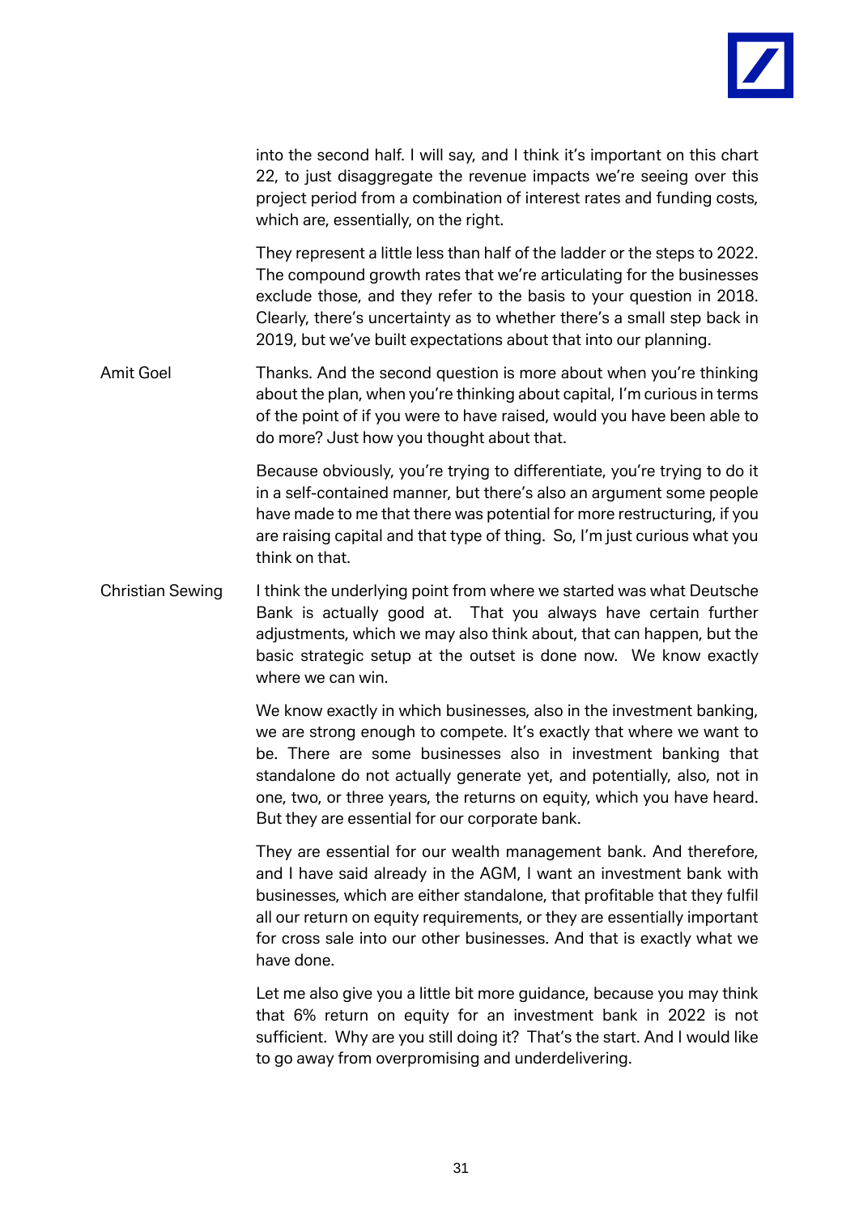into the second half. I will say, and I think it's important on this chart 22, to just disaggregate the revenue impacts we're seeing over this project period from a combination of interest rates and funding costs, which are, essentially, on the right.

They represent a little less than half of the ladder or the steps to 2022. The compound growth rates that we're articulating for the businesses exclude those, and they refer to the basis to your question in 2018. Clearly, there's uncertainty as to whether there's a small step back in 2019, but we've built expectations about that into our planning.

**Amit Goel**

Thanks. And the second question is more about when you're thinking about the plan, when you're thinking about capital, I'm curious in terms of the point of if you were to have raised, would you have been able to do more? Just how you thought about that.

Because obviously, you're trying to differentiate, you're trying to do it in a self-contained manner, but there's also an argument some people have made to me that there was potential for more restructuring, if you are raising capital and that type of thing. So, I'm just curious what you think on that.

**Christian Sewing**

I think the underlying point from where we started was what Deutsche Bank is actually good at. That you always have certain further adjustments, which we may also think about, that can happen, but the basic strategic setup at the outset is done now. We know exactly where we can win.

We know exactly in which businesses, also in the investment banking, we are strong enough to compete. It's exactly that where we want to be. There are some businesses also in investment banking that standalone do not actually generate yet, and potentially, also, not in one, two, or three years, the returns on equity, which you have heard. But they are essential for our corporate bank.

They are essential for our wealth management bank. And therefore, and I have said already in the AGM, I want an investment bank with businesses, which are either standalone, that profitable that they fulfil all our return on equity requirements, or they are essentially important for cross sale into our other businesses. And that is exactly what we have done.

Let me also give you a little bit more guidance, because you may think that 6% return on equity for an investment bank in 2022 is not sufficient. Why are you still doing it? That's the start. And I would like to go away from overpromising and underdelivering.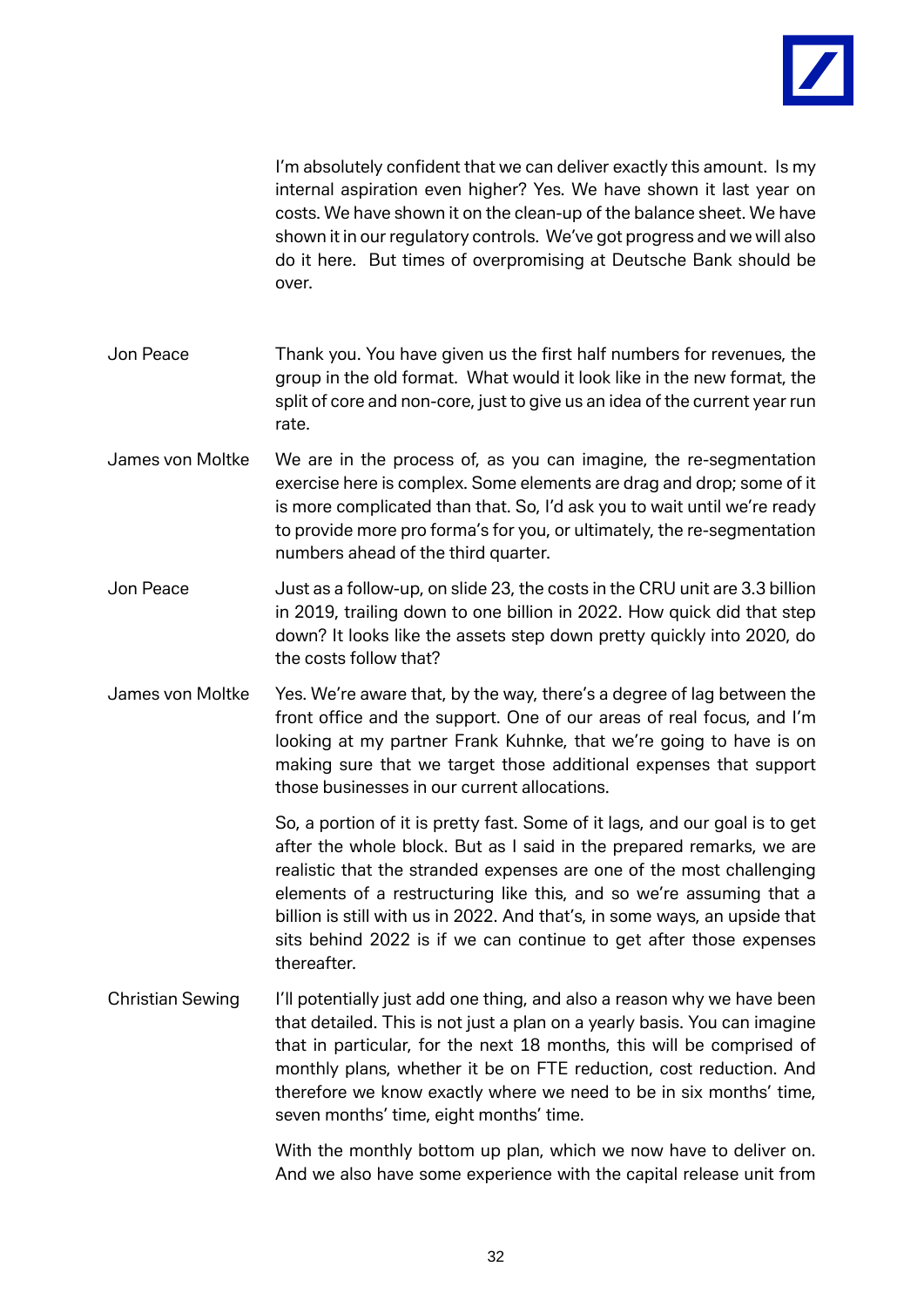I'm absolutely confident that we can deliver exactly this amount. Is my internal aspiration even higher? Yes. We have shown it last year on costs. We have shown it on the clean-up of the balance sheet. We have shown it in our regulatory controls. We've got progress and we will also do it here. But times of overpromising at Deutsche Bank should be over.

**Jon Peace** Thank you. You have given us the first half numbers for revenues, the group in the old format. What would it look like in the new format, the split of core and non-core, just to give us an idea of the current year run rate.

**James von Moltke** We are in the process of, as you can imagine, the re-segmentation exercise here is complex. Some elements are drag and drop; some of it is more complicated than that. So, I'd ask you to wait until we're ready to provide more pro forma's for you, or ultimately, the re-segmentation numbers ahead of the third quarter.

**Jon Peace** Just as a follow-up, on slide 23, the costs in the CRU unit are 3.3 billion in 2019, trailing down to one billion in 2022. How quick did that step down? It looks like the assets step down pretty quickly into 2020, do the costs follow that?

**James von Moltke** Yes. We're aware that, by the way, there's a degree of lag between the front office and the support. One of our areas of real focus, and I'm looking at my partner Frank Kuhnke, that we're going to have is on making sure that we target those additional expenses that support those businesses in our current allocations.

So, a portion of it is pretty fast. Some of it lags, and our goal is to get after the whole block. But as I said in the prepared remarks, we are realistic that the stranded expenses are one of the most challenging elements of a restructuring like this, and so we're assuming that a billion is still with us in 2022. And that's, in some ways, an upside that sits behind 2022 is if we can continue to get after those expenses thereafter.

**Christian Sewing** I'll potentially just add one thing, and also a reason why we have been that detailed. This is not just a plan on a yearly basis. You can imagine that in particular, for the next 18 months, this will be comprised of monthly plans, whether it be on FTE reduction, cost reduction. And therefore we know exactly where we need to be in six months' time, seven months' time, eight months' time.

With the monthly bottom up plan, which we now have to deliver on. And we also have some experience with the capital release unit from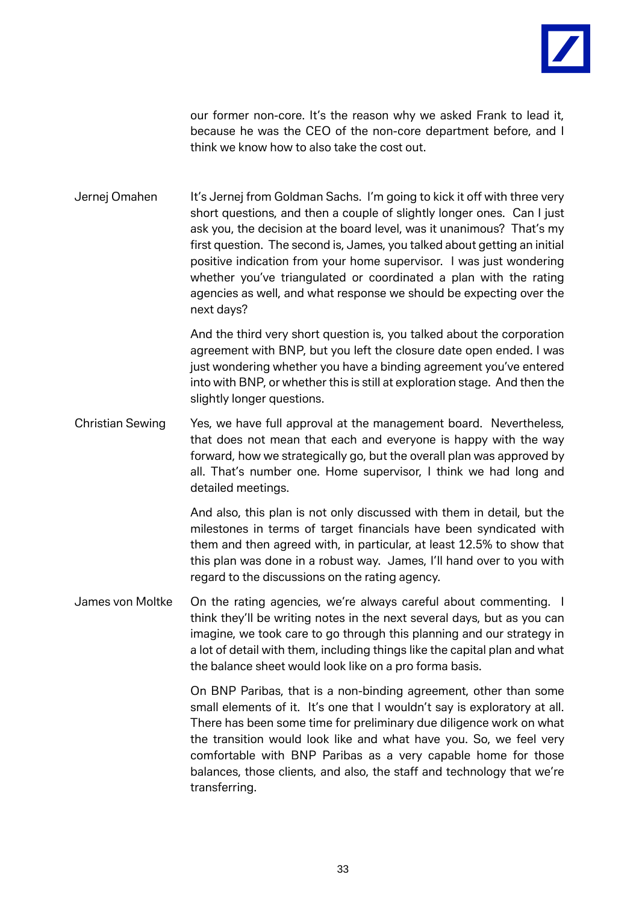our former non-core. It's the reason why we asked Frank to lead it, because he was the CEO of the non-core department before, and I think we know how to also take the cost out.

**Jernej Omahen** It's Jernej from Goldman Sachs. I'm going to kick it off with three very short questions, and then a couple of slightly longer ones. Can I just ask you, the decision at the board level, was it unanimous? That's my first question. The second is, James, you talked about getting an initial positive indication from your home supervisor. I was just wondering whether you've triangulated or coordinated a plan with the rating agencies as well, and what response we should be expecting over the next days?

And the third very short question is, you talked about the corporation agreement with BNP, but you left the closure date open ended. I was just wondering whether you have a binding agreement you've entered into with BNP, or whether this is still at exploration stage. And then the slightly longer questions.

**Christian Sewing** Yes, we have full approval at the management board. Nevertheless, that does not mean that each and everyone is happy with the way forward, how we strategically go, but the overall plan was approved by all. That's number one. Home supervisor, I think we had long and detailed meetings.

And also, this plan is not only discussed with them in detail, but the milestones in terms of target financials have been syndicated with them and then agreed with, in particular, at least 12.5% to show that this plan was done in a robust way. James, I'll hand over to you with regard to the discussions on the rating agency.

**James von Moltke** On the rating agencies, we're always careful about commenting. I think they'll be writing notes in the next several days, but as you can imagine, we took care to go through this planning and our strategy in a lot of detail with them, including things like the capital plan and what the balance sheet would look like on a pro forma basis.

On BNP Paribas, that is a non-binding agreement, other than some small elements of it. It's one that I wouldn't say is exploratory at all. There has been some time for preliminary due diligence work on what the transition would look like and what have you. So, we feel very comfortable with BNP Paribas as a very capable home for those balances, those clients, and also, the staff and technology that we're transferring.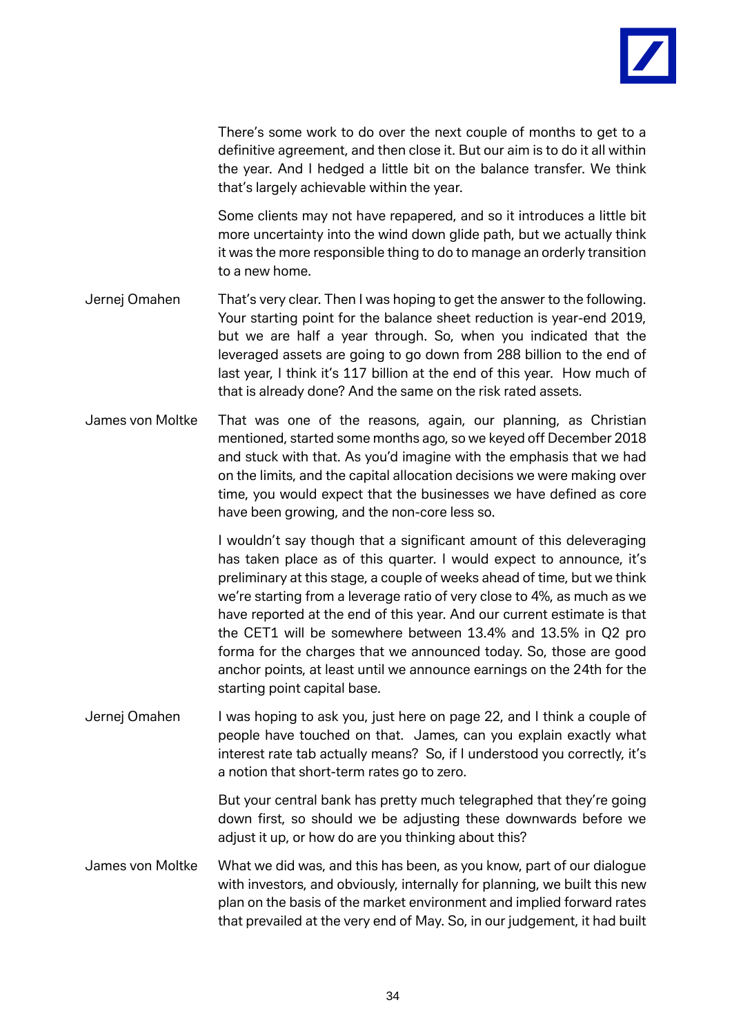There's some work to do over the next couple of months to get to a definitive agreement, and then close it. But our aim is to do it all within the year. And I hedged a little bit on the balance transfer. We think that's largely achievable within the year.

Some clients may not have repapered, and so it introduces a little bit more uncertainty into the wind down glide path, but we actually think it was the more responsible thing to do to manage an orderly transition to a new home.

Jernej Omahen That's very clear. Then I was hoping to get the answer to the following. Your starting point for the balance sheet reduction is year-end 2019, but we are half a year through. So, when you indicated that the leveraged assets are going to go down from 288 billion to the end of last year, I think it's 117 billion at the end of this year. How much of that is already done? And the same on the risk rated assets.

James von Moltke That was one of the reasons, again, our planning, as Christian mentioned, started some months ago, so we keyed off December 2018 and stuck with that. As you'd imagine with the emphasis that we had on the limits, and the capital allocation decisions we were making over time, you would expect that the businesses we have defined as core have been growing, and the non-core less so.

I wouldn't say though that a significant amount of this deleveraging has taken place as of this quarter. I would expect to announce, it's preliminary at this stage, a couple of weeks ahead of time, but we think we're starting from a leverage ratio of very close to 4%, as much as we have reported at the end of this year. And our current estimate is that the CET1 will be somewhere between 13.4% and 13.5% in Q2 pro forma for the charges that we announced today. So, those are good anchor points, at least until we announce earnings on the 24th for the starting point capital base.

Jernej Omahen I was hoping to ask you, just here on page 22, and I think a couple of people have touched on that. James, can you explain exactly what interest rate tab actually means? So, if I understood you correctly, it's a notion that short-term rates go to zero.

But your central bank has pretty much telegraphed that they're going down first, so should we be adjusting these downwards before we adjust it up, or how do are you thinking about this?

James von Moltke What we did was, and this has been, as you know, part of our dialogue with investors, and obviously, internally for planning, we built this new plan on the basis of the market environment and implied forward rates that prevailed at the very end of May. So, in our judgement, it had built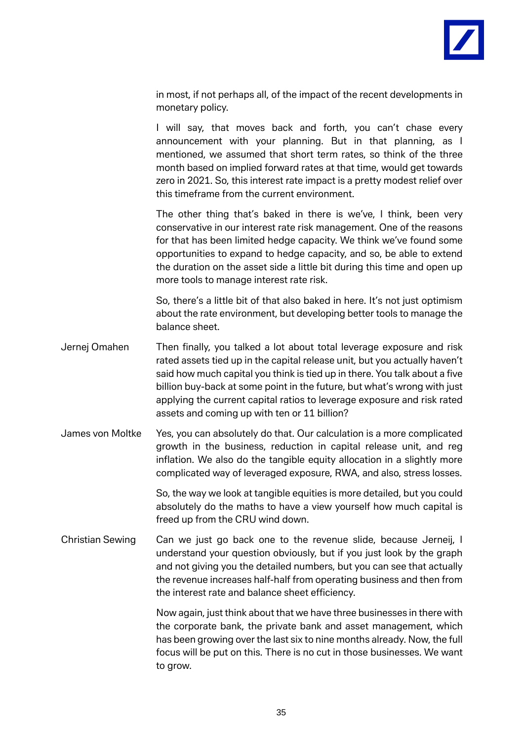in most, if not perhaps all, of the impact of the recent developments in monetary policy.

I will say, that moves back and forth, you can't chase every announcement with your planning. But in that planning, as I mentioned, we assumed that short term rates, so think of the three month based on implied forward rates at that time, would get towards zero in 2021. So, this interest rate impact is a pretty modest relief over this timeframe from the current environment.

The other thing that's baked in there is we've, I think, been very conservative in our interest rate risk management. One of the reasons for that has been limited hedge capacity. We think we've found some opportunities to expand to hedge capacity, and so, be able to extend the duration on the asset side a little bit during this time and open up more tools to manage interest rate risk.

So, there's a little bit of that also baked in here. It's not just optimism about the rate environment, but developing better tools to manage the balance sheet.

**Jernej Omahen** Then finally, you talked a lot about total leverage exposure and risk rated assets tied up in the capital release unit, but you actually haven't said how much capital you think is tied up in there. You talk about a five billion buy-back at some point in the future, but what's wrong with just applying the current capital ratios to leverage exposure and risk rated assets and coming up with ten or 11 billion?

**James von Moltke** Yes, you can absolutely do that. Our calculation is a more complicated growth in the business, reduction in capital release unit, and reg inflation. We also do the tangible equity allocation in a slightly more complicated way of leveraged exposure, RWA, and also, stress losses.

So, the way we look at tangible equities is more detailed, but you could absolutely do the maths to have a view yourself how much capital is freed up from the CRU wind down.

**Christian Sewing** Can we just go back one to the revenue slide, because Jerneij, I understand your question obviously, but if you just look by the graph and not giving you the detailed numbers, but you can see that actually the revenue increases half-half from operating business and then from the interest rate and balance sheet efficiency.

Now again, just think about that we have three businesses in there with the corporate bank, the private bank and asset management, which has been growing over the last six to nine months already. Now, the full focus will be put on this. There is no cut in those businesses. We want to grow.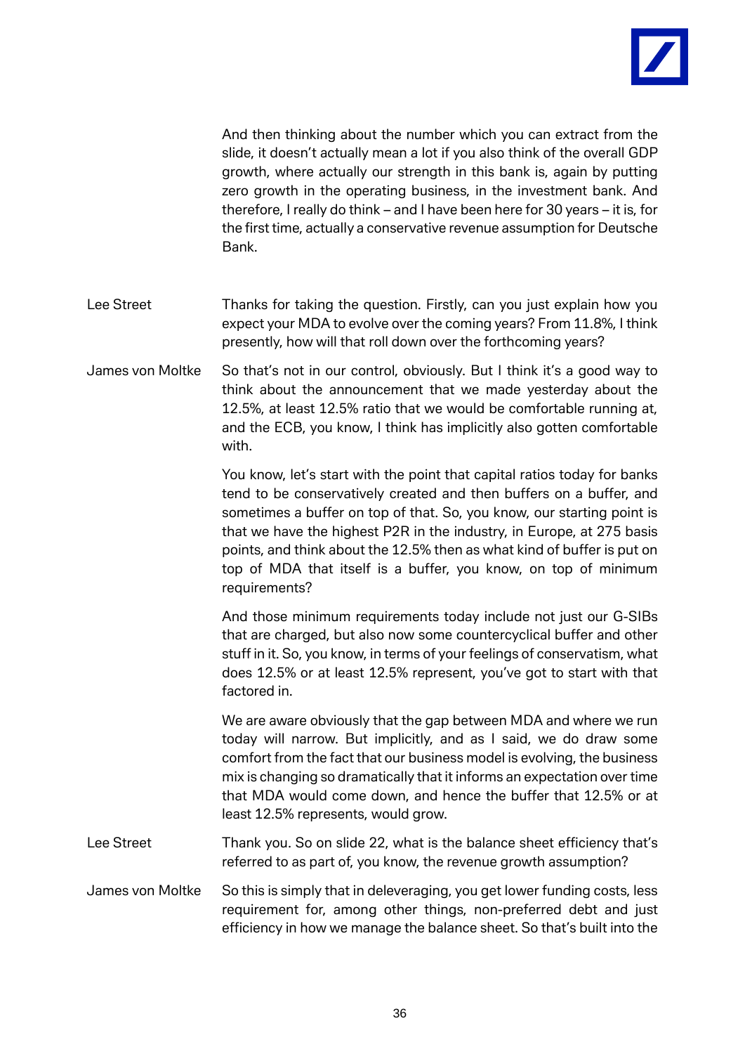And then thinking about the number which you can extract from the slide, it doesn't actually mean a lot if you also think of the overall GDP growth, where actually our strength in this bank is, again by putting zero growth in the operating business, in the investment bank. And therefore, I really do think – and I have been here for 30 years – it is, for the first time, actually a conservative revenue assumption for Deutsche Bank.

Lee Street: Thanks for taking the question. Firstly, can you just explain how you expect your MDA to evolve over the coming years? From 11.8%, I think presently, how will that roll down over the forthcoming years?

James von Moltke: So that's not in our control, obviously. But I think it's a good way to think about the announcement that we made yesterday about the 12.5%, at least 12.5% ratio that we would be comfortable running at, and the ECB, you know, I think has implicitly also gotten comfortable with.

You know, let's start with the point that capital ratios today for banks tend to be conservatively created and then buffers on a buffer, and sometimes a buffer on top of that. So, you know, our starting point is that we have the highest P2R in the industry, in Europe, at 275 basis points, and think about the 12.5% then as what kind of buffer is put on top of MDA that itself is a buffer, you know, on top of minimum requirements?

And those minimum requirements today include not just our G-SIBs that are charged, but also now some countercyclical buffer and other stuff in it. So, you know, in terms of your feelings of conservatism, what does 12.5% or at least 12.5% represent, you've got to start with that factored in.

We are aware obviously that the gap between MDA and where we run today will narrow. But implicitly, and as I said, we do draw some comfort from the fact that our business model is evolving, the business mix is changing so dramatically that it informs an expectation over time that MDA would come down, and hence the buffer that 12.5% or at least 12.5% represents, would grow.

Lee Street: Thank you. So on slide 22, what is the balance sheet efficiency that's referred to as part of, you know, the revenue growth assumption?

James von Moltke: So this is simply that in deleveraging, you get lower funding costs, less requirement for, among other things, non-preferred debt and just efficiency in how we manage the balance sheet. So that's built into the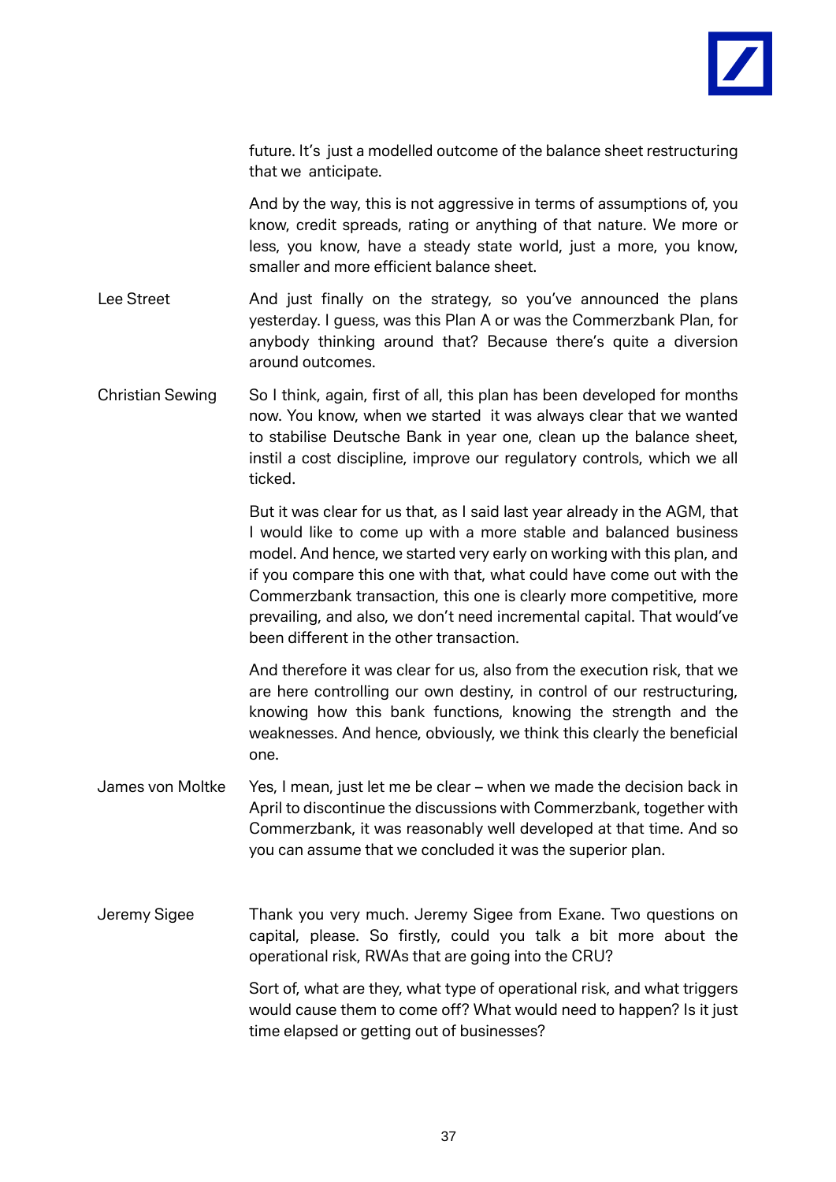future. It's just a modelled outcome of the balance sheet restructuring that we anticipate.

And by the way, this is not aggressive in terms of assumptions of, you know, credit spreads, rating or anything of that nature. We more or less, you know, have a steady state world, just a more, you know, smaller and more efficient balance sheet.

**Lee Street**

And just finally on the strategy, so you've announced the plans yesterday. I guess, was this Plan A or was the Commerzbank Plan, for anybody thinking around that? Because there's quite a diversion around outcomes.

**Christian Sewing**

So I think, again, first of all, this plan has been developed for months now. You know, when we started it was always clear that we wanted to stabilise Deutsche Bank in year one, clean up the balance sheet, instil a cost discipline, improve our regulatory controls, which we all ticked.

But it was clear for us, as I said last year already in the AGM, that I would like to come up with a more stable and balanced business model. And hence, we started very early on working with this plan, and if you compare this one with that, what could have come out with the Commerzbank transaction, this one is clearly more competitive, more prevailing, and also, we don't need incremental capital. That would've been different in the other transaction.

And therefore it was clear for us, also from the execution risk, that we are here controlling our own destiny, in control of our restructuring, knowing how this bank functions, knowing the strength and the weaknesses. And hence, obviously, we think this clearly the beneficial one.

**James von Moltke**

Yes, I mean, just let me be clear – when we made the decision back in April to discontinue the discussions with Commerzbank, together with Commerzbank, it was reasonably well developed at that time. And so you can assume that we concluded it was the superior plan.

**Jeremy Sigee**

Thank you very much. Jeremy Sigee from Exane. Two questions on capital, please. So firstly, could you talk a bit more about the operational risk, RWAs that are going into the CRU?

Sort of, what are they, what type of operational risk, and what triggers would cause them to come off? What would need to happen? Is it just time elapsed or getting out of businesses?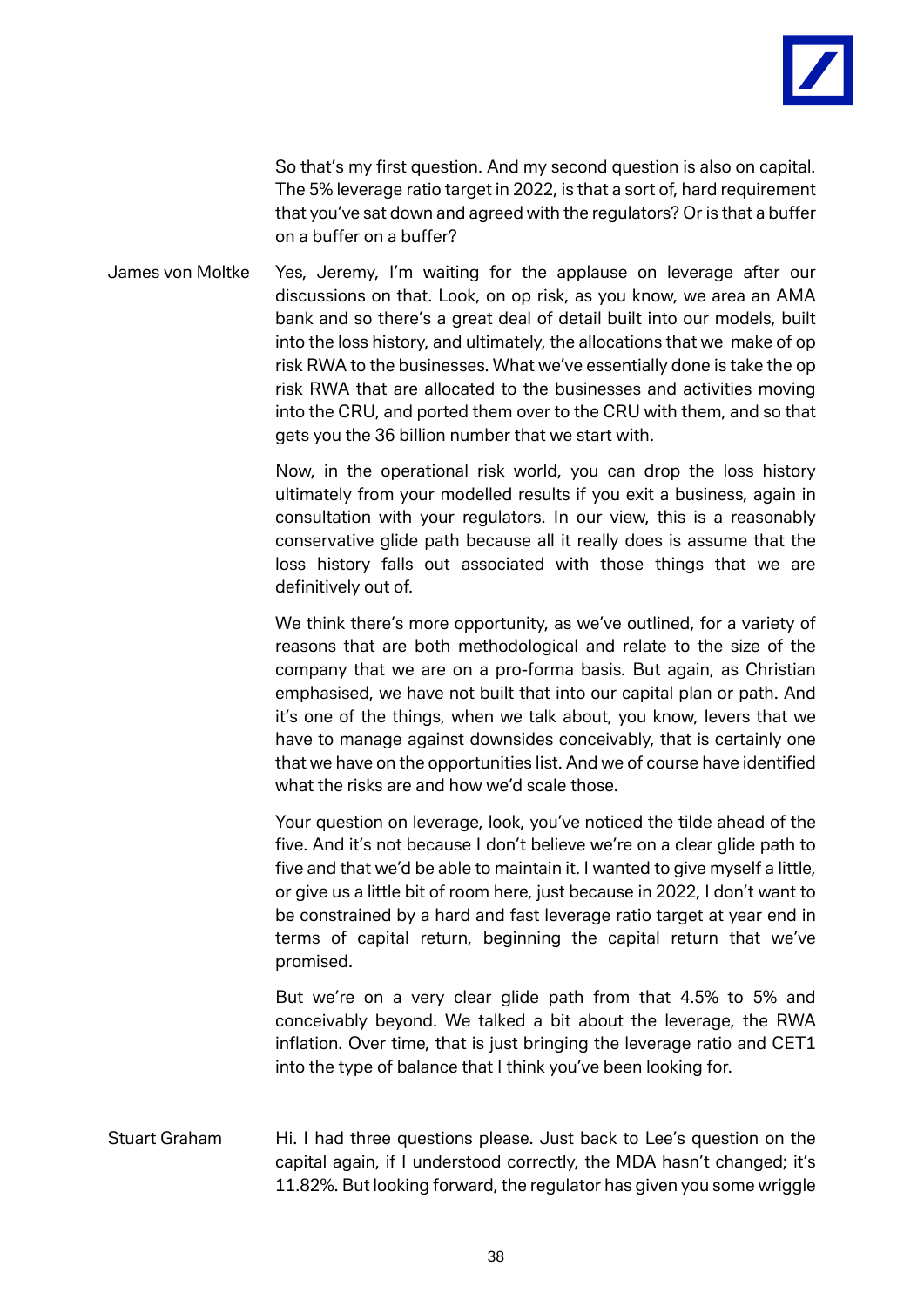So that's my first question. And my second question is also on capital. The 5% leverage ratio target in 2022, is that a sort of, hard requirement that you've sat down and agreed with the regulators? Or is that a buffer on a buffer on a buffer?

**James von Moltke**

Yes, Jeremy, I'm waiting for the applause on leverage after our discussions on that. Look, on op risk, as you know, we area an AMA bank and so there's a great deal of detail built into our models, built into the loss history, and ultimately, the allocations that we make of op risk RWA to the businesses. What we've essentially done is take the op risk RWA that are allocated to the businesses and activities moving into the CRU, and ported them over to the CRU with them, and so that gets you the 36 billion number that we start with.

Now, in the operational risk world, you can drop the loss history ultimately from your modelled results if you exit a business, again in consultation with your regulators. In our view, this is a reasonably conservative glide path because all it really does is assume that the loss history falls out associated with those things that we are definitively out of.

We think there's more opportunity, as we've outlined, for a variety of reasons that are both methodological and relate to the size of the company that we are on a pro-forma basis. But again, as Christian emphasised, we have not built that into our capital plan or path. And it's one of the things, when we talk about, you know, levers that we have to manage against downsides conceivably, that is certainly one that we have on the opportunities list. And we of course have identified what the risks are and how we'd scale those.

Your question on leverage, look, you've noticed the tilde ahead of the five. And it's not because I don't believe we're on a clear glide path to five and that we'd be able to maintain it. I wanted to give myself a little, or give us a little bit of room here, just because in 2022, I don't want to be constrained by a hard and fast leverage ratio target at year end in terms of capital return, beginning the capital return that we've promised.

But we're on a very clear glide path from that 4.5% to 5% and conceivably beyond. We talked a bit about the leverage, the RWA inflation. Over time, that is just bringing the leverage ratio and CET1 into the type of balance that I think you've been looking for.

**Stuart Graham**

Hi. I had three questions please. Just back to Lee's question on the capital again, if I understood correctly, the MDA hasn't changed; it's 11.82%. But looking forward, the regulator has given you some wriggle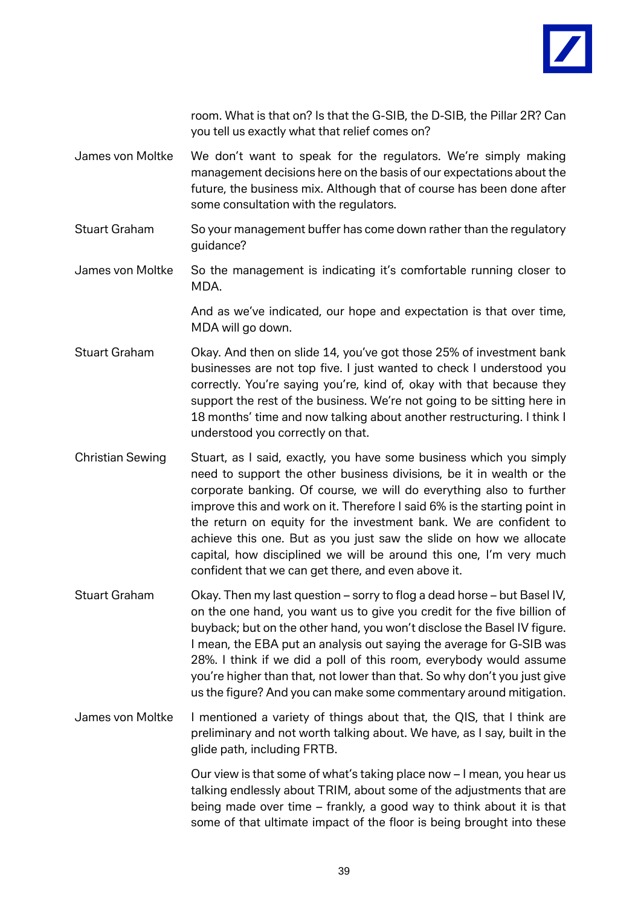room. What is that on? Is that the G-SIB, the D-SIB, the Pillar 2R? Can you tell us exactly what that relief comes on?

**James von Moltke** We don't want to speak for the regulators. We're simply making management decisions here on the basis of our expectations about the future, the business mix. Although that of course has been done after some consultation with the regulators.

**Stuart Graham** So your management buffer has come down rather than the regulatory guidance?

**James von Moltke** So the management is indicating it's comfortable running closer to MDA.

And as we've indicated, our hope and expectation is that over time, MDA will go down.

**Stuart Graham** Okay. And then on slide 14, you've got those 25% of investment bank businesses are not top five. I just wanted to check I understood you correctly. You're saying you're, kind of, okay with that because they support the rest of the business. We're not going to be sitting here in 18 months' time and now talking about another restructuring. I think I understood you correctly on that.

**Christian Sewing** Stuart, as I said, exactly, you have some business which you simply need to support the other business divisions, be it in wealth or the corporate banking. Of course, we will do everything also to further improve this and work on it. Therefore I said 6% is the starting point in the return on equity for the investment bank. We are confident to achieve this one. But as you just saw the slide on how we allocate capital, how disciplined we will be around this one, I'm very much confident that we can get there, and even above it.

**Stuart Graham** Okay. Then my last question – sorry to flog a dead horse – but Basel IV, on the one hand, you want us to give you credit for the five billion of buyback; but on the other hand, you won't disclose the Basel IV figure. I mean, the EBA put an analysis out saying the average for G-SIB was 28%. I think if we did a poll of this room, everybody would assume you're higher than that, not lower than that. So why don't you just give us the figure? And you can make some commentary around mitigation.

**James von Moltke** I mentioned a variety of things about that, the QIS, that I think are preliminary and not worth talking about. We have, as I say, built in the glide path, including FRTB.

Our view is that some of what's taking place now – I mean, you hear us talking endlessly about TRIM, about some of the adjustments that are being made over time – frankly, a good way to think about it is that some of that ultimate impact of the floor is being brought into these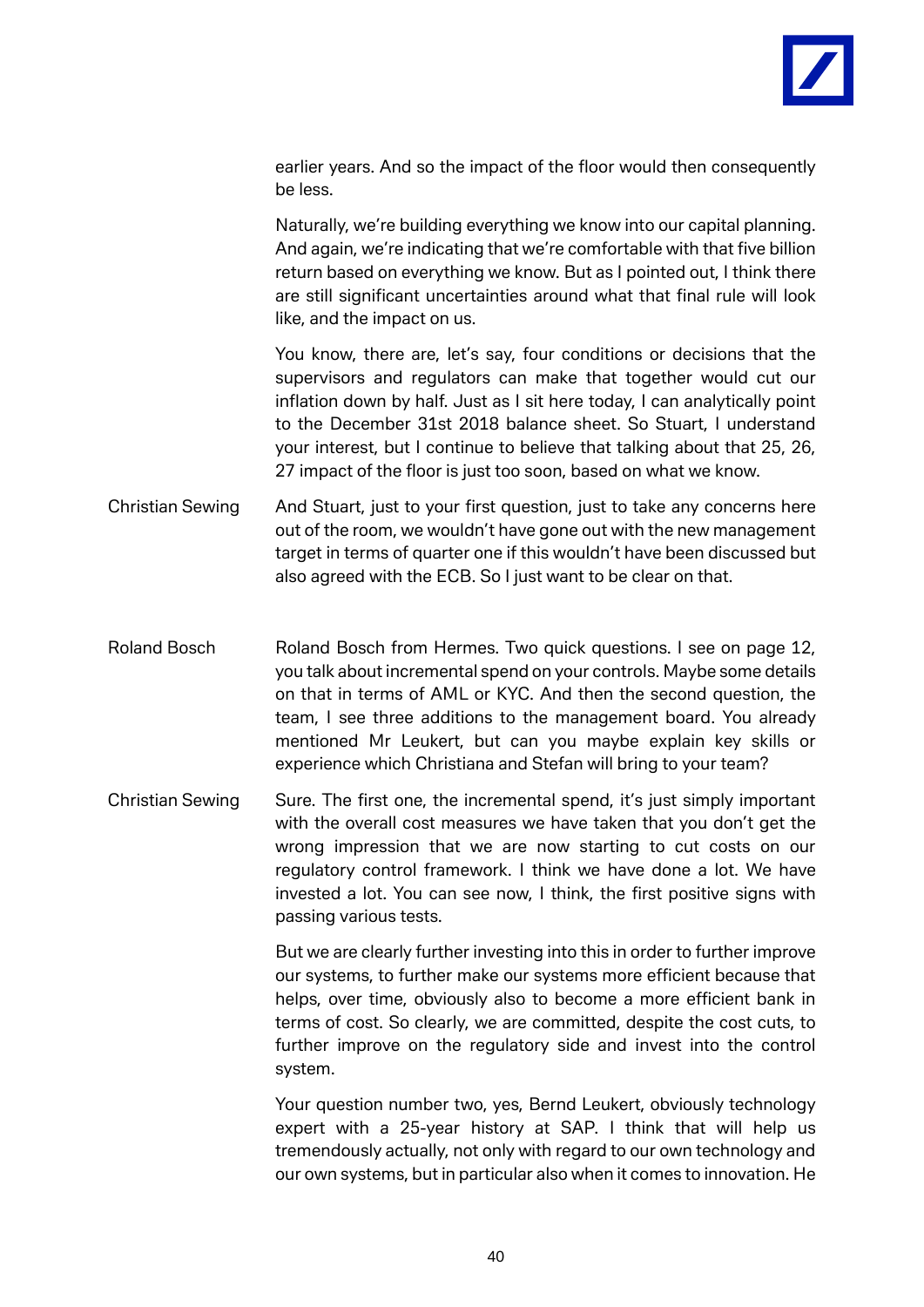earlier years. And so the impact of the floor would then consequently be less.

Naturally, we're building everything we know into our capital planning. And again, we're indicating that we're comfortable with that five billion return based on everything we know. But as I pointed out, I think there are still significant uncertainties around what that final rule will look like, and the impact on us.

You know, there are, let's say, four conditions or decisions that the supervisors and regulators can make that together would cut our inflation down by half. Just as I sit here today, I can analytically point to the December 31st 2018 balance sheet. So Stuart, I understand your interest, but I continue to believe that talking about that 25, 26, 27 impact of the floor is just too soon, based on what we know.

**Christian Sewing**
And Stuart, just to your first question, just to take any concerns here out of the room, we wouldn't have gone out with the new management target in terms of quarter one if this wouldn't have been discussed but also agreed with the ECB. So I just want to be clear on that.

**Roland Bosch**
Roland Bosch from Hermes. Two quick questions. I see on page 12, you talk about incremental spend on your controls. Maybe some details on that in terms of AML or KYC. And then the second question, the team, I see three additions to the management board. You already mentioned Mr Leukert, but can you maybe explain key skills or experience which Christiana and Stefan will bring to your team?

**Christian Sewing**
Sure. The first one, the incremental spend, it's just simply important with the overall cost measures we have taken that you don't get the wrong impression that we are now starting to cut costs on our regulatory control framework. I think we have done a lot. We have invested a lot. You can see now, I think, the first positive signs with passing various tests.

But we are clearly further investing into this in order to further improve our systems, to further make our systems more efficient because that helps, over time, obviously also to become a more efficient bank in terms of cost. So clearly, we are committed, despite the cost cuts, to further improve on the regulatory side and invest into the control system.

Your question number two, yes, Bernd Leukert, obviously technology expert with a 25-year history at SAP. I think that will help us tremendously actually, not only with regard to our own technology and our own systems, but in particular also when it comes to innovation. He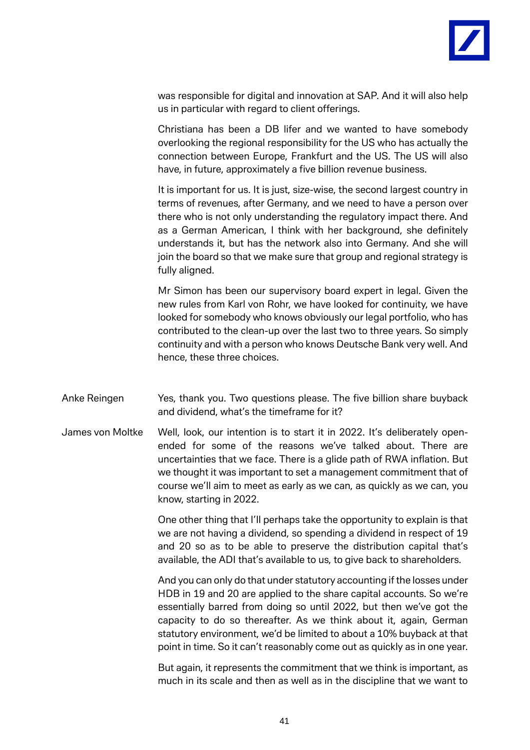was responsible for digital and innovation at SAP. And it will also help us in particular with regard to client offerings.

Christiana has been a DB lifer and we wanted to have somebody overlooking the regional responsibility for the US who has actually the connection between Europe, Frankfurt and the US. The US will also have, in future, approximately a five billion revenue business.

It is important for us. It is just, size-wise, the second largest country in terms of revenues, after Germany, and we need to have a person over there who is not only understanding the regulatory impact there. And as a German American, I think with her background, she definitely understands it, but has the network also into Germany. And she will join the board so that we make sure that group and regional strategy is fully aligned.

Mr Simon has been our supervisory board expert in legal. Given the new rules from Karl von Rohr, we have looked for continuity, we have looked for somebody who knows obviously our legal portfolio, who has contributed to the clean-up over the last two to three years. So simply continuity and with a person who knows Deutsche Bank very well. And hence, these three choices.

Anke Reingen: Yes, thank you. Two questions please. The five billion share buyback and dividend, what's the timeframe for it?

James von Moltke: Well, look, our intention is to start it in 2022. It's deliberately open-ended for some of the reasons we've talked about. There are uncertainties that we face. There is a glide path of RWA inflation. But we thought it was important to set a management commitment that of course we'll aim to meet as early as we can, as quickly as we can, you know, starting in 2022.

One other thing that I'll perhaps take the opportunity to explain is that we are not having a dividend, so spending a dividend in respect of 19 and 20 so as to be able to preserve the distribution capital that's available, the ADI that's available to us, to give back to shareholders.

And you can only do that under statutory accounting if the losses under HDB in 19 and 20 are applied to the share capital accounts. So we're essentially barred from doing so until 2022, but then we've got the capacity to do so thereafter. As we think about it, again, German statutory environment, we'd be limited to about a 10% buyback at that point in time. So it can't reasonably come out as quickly as in one year.

But again, it represents the commitment that we think is important, as much in its scale and then as well as in the discipline that we want to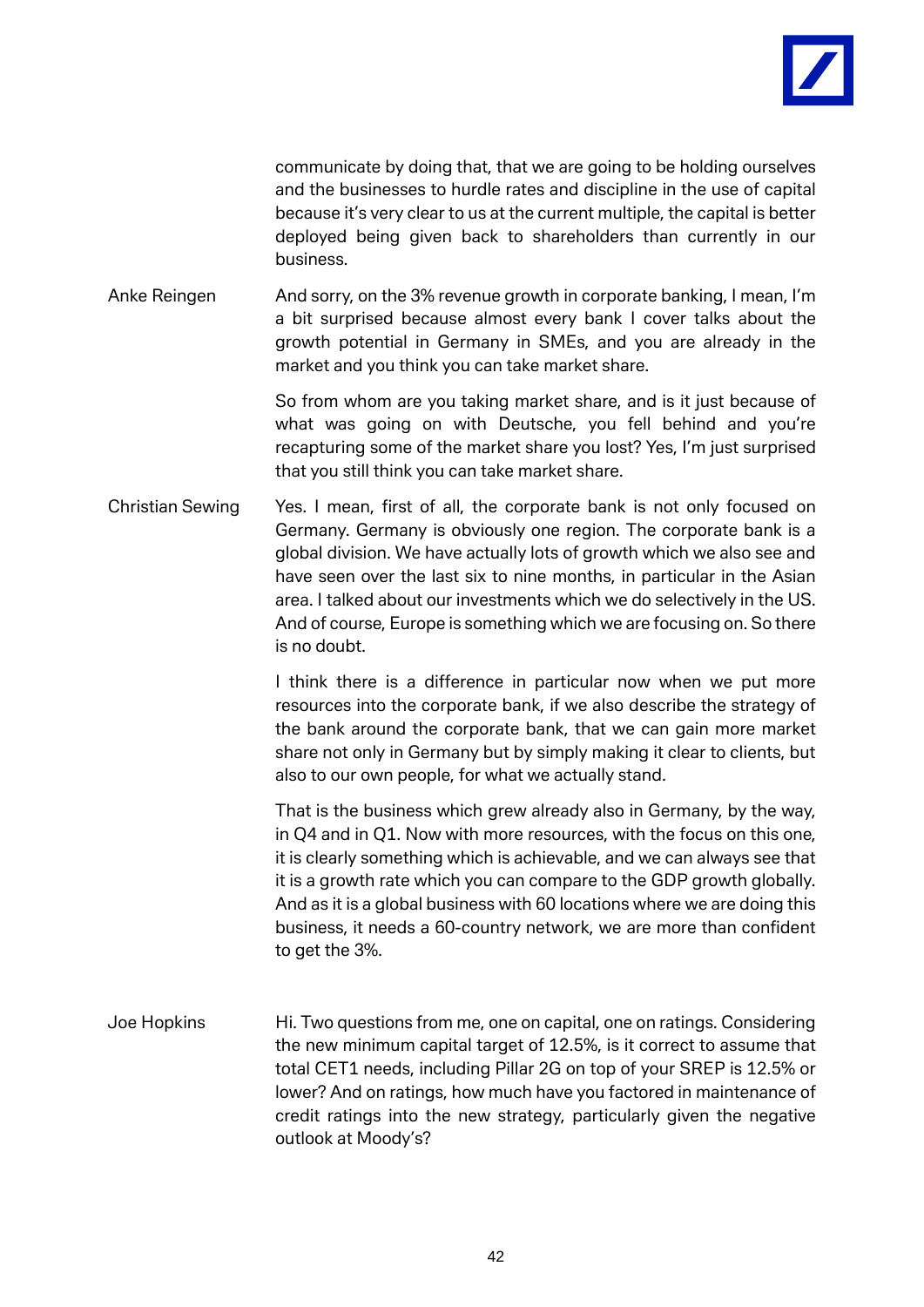communicate by doing that, that we are going to be holding ourselves and the businesses to hurdle rates and discipline in the use of capital because it's very clear to us at the current multiple, the capital is better deployed being given back to shareholders than currently in our business.

**Anke Reingen** And sorry, on the 3% revenue growth in corporate banking, I mean, I'm a bit surprised because almost every bank I cover talks about the growth potential in Germany in SMEs, and you are already in the market and you think you can take market share.

So from whom are you taking market share, and is it just because of what was going on with Deutsche, you fell behind and you're recapturing some of the market share you lost? Yes, I'm just surprised that you still think you can take market share.

**Christian Sewing** Yes. I mean, first of all, the corporate bank is not only focused on Germany. Germany is obviously one region. The corporate bank is a global division. We have actually lots of growth which we also see and have seen over the last six to nine months, in particular in the Asian area. I talked about our investments which we do selectively in the US. And of course, Europe is something which we are focusing on. So there is no doubt.

I think there is a difference in particular now when we put more resources into the corporate bank, if we also describe the strategy of the bank around the corporate bank, that we can gain more market share not only in Germany but by simply making it clear to clients, but also to our own people, for what we actually stand.

That is the business which grew already also in Germany, by the way, in Q4 and in Q1. Now with more resources, with the focus on this one, it is clearly something which is achievable, and we can always see that it is a growth rate which you can compare to the GDP growth globally. And as it is a global business with 60 locations where we are doing this business, it needs a 60-country network, we are more than confident to get the 3%.

**Joe Hopkins** Hi. Two questions from me, one on capital, one on ratings. Considering the new minimum capital target of 12.5%, is it correct to assume that total CET1 needs, including Pillar 2G on top of your SREP is 12.5% or lower? And on ratings, how much have you factored in maintenance of credit ratings into the new strategy, particularly given the negative outlook at Moody's?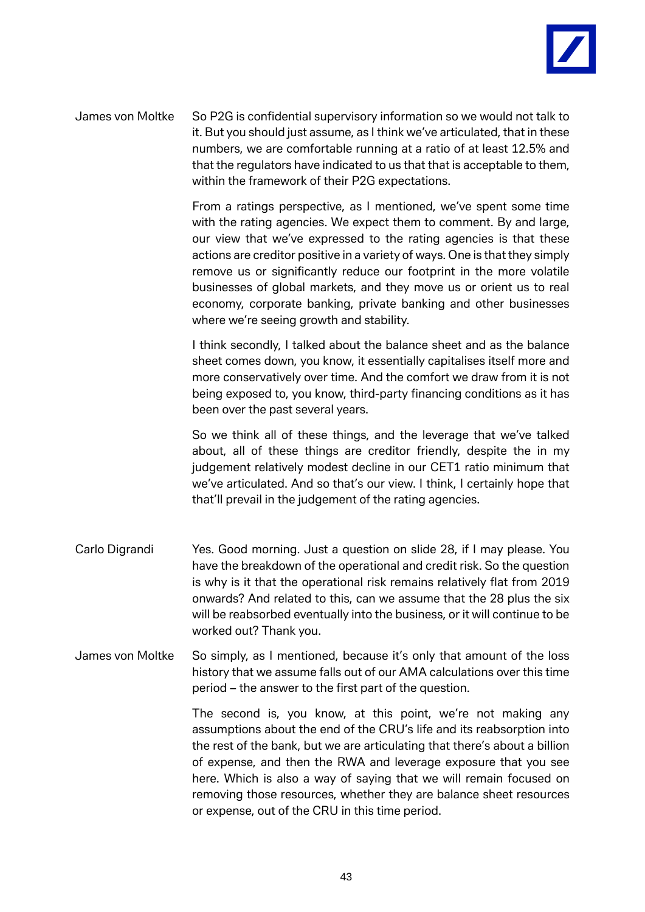**James von Moltke**

So P2G is confidential supervisory information so we would not talk to it. But you should just assume, as I think we've articulated, that in these numbers, we are comfortable running at a ratio of at least 12.5% and that the regulators have indicated to us that that is acceptable to them, within the framework of their P2G expectations.

From a ratings perspective, as I mentioned, we've spent some time with the rating agencies. We expect them to comment. By and large, our view that we've expressed to the rating agencies is that these actions are creditor positive in a variety of ways. One is that they simply remove us or significantly reduce our footprint in the more volatile businesses of global markets, and they move us or orient us to real economy, corporate banking, private banking and other businesses where we're seeing growth and stability.

I think secondly, I talked about the balance sheet and as the balance sheet comes down, you know, it essentially capitalises itself more and more conservatively over time. And the comfort we draw from it is not being exposed to, you know, third-party financing conditions as it has been over the past several years.

So we think all of these things, and the leverage that we've talked about, all of these things are creditor friendly, despite the in my judgement relatively modest decline in our CET1 ratio minimum that we've articulated. And so that's our view. I think, I certainly hope that that'll prevail in the judgement of the rating agencies.

**Carlo Digrandi**

Yes. Good morning. Just a question on slide 28, if I may please. You have the breakdown of the operational and credit risk. So the question is why is it that the operational risk remains relatively flat from 2019 onwards? And related to this, can we assume that the 28 plus the six will be reabsorbed eventually into the business, or it will continue to be worked out? Thank you.

**James von Moltke**

So simply, as I mentioned, because it's only that amount of the loss history that we assume falls out of our AMA calculations over this time period – the answer to the first part of the question.

The second is, you know, at this point, we're not making any assumptions about the end of the CRU's life and its reabsorption into the rest of the bank, but we are articulating that there's about a billion of expense, and then the RWA and leverage exposure that you see here. Which is also a way of saying that we will remain focused on removing those resources, whether they are balance sheet resources or expense, out of the CRU in this time period.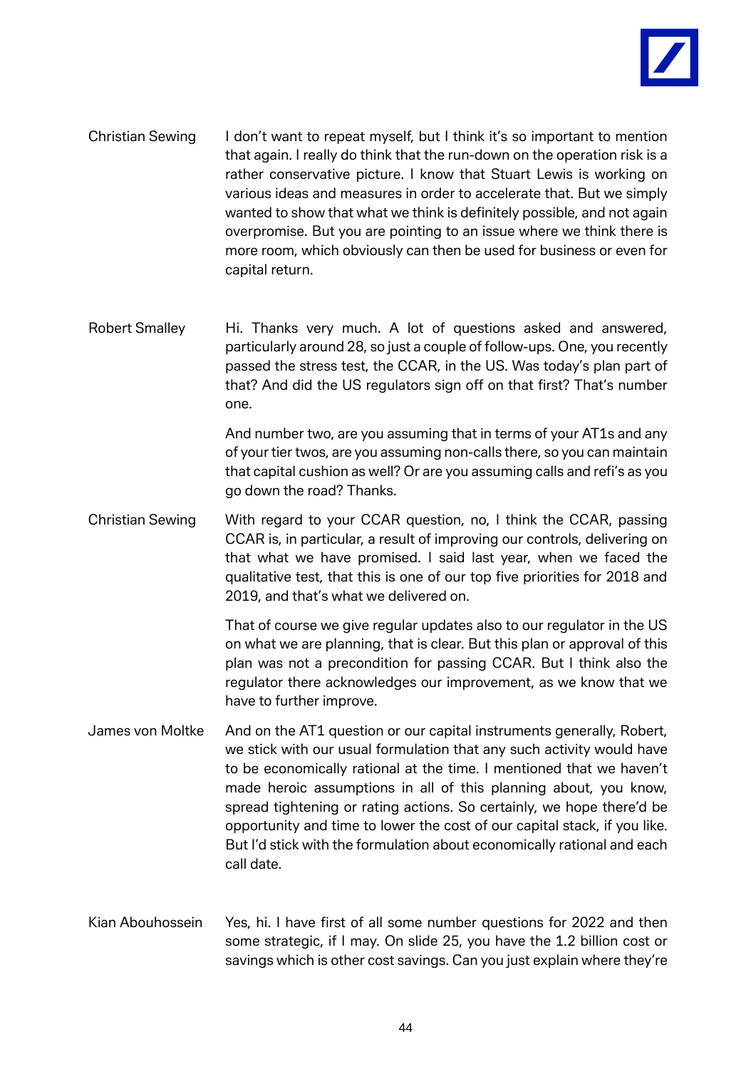**Christian Sewing** I don't want to repeat myself, but I think it's so important to mention that again. I really do think that the run-down on the operation risk is a rather conservative picture. I know that Stuart Lewis is working on various ideas and measures in order to accelerate that. But we simply wanted to show that what we think is definitely possible, and not again overpromise. But you are pointing to an issue where we think there is more room, which obviously can then be used for business or even for capital return.

**Robert Smalley** Hi. Thanks very much. A lot of questions asked and answered, particularly around 28, so just a couple of follow-ups. One, you recently passed the stress test, the CCAR, in the US. Was today's plan part of that? And did the US regulators sign off on that first? That's number one.

And number two, are you assuming that in terms of your AT1s and any of your tier twos, are you assuming non-calls there, so you can maintain that capital cushion as well? Or are you assuming calls and refi's as you go down the road? Thanks.

**Christian Sewing** With regard to your CCAR question, no, I think the CCAR, passing CCAR is, in particular, a result of improving our controls, delivering on that what we have promised. I said last year, when we faced the qualitative test, that this is one of our top five priorities for 2018 and 2019, and that's what we delivered on.

That of course we give regular updates also to our regulator in the US on what we are planning, that is clear. But this plan or approval of this plan was not a precondition for passing CCAR. But I think also the regulator there acknowledges our improvement, as we know that we have to further improve.

**James von Moltke** And on the AT1 question or our capital instruments generally, Robert, we stick with our usual formulation that any such activity would have to be economically rational at the time. I mentioned that we haven't made heroic assumptions in all of this planning about, you know, spread tightening or rating actions. So certainly, we hope there'd be opportunity and time to lower the cost of our capital stack, if you like. But I'd stick with the formulation about economically rational and each call date.

**Kian Abouhossein** Yes, hi. I have first of all some number questions for 2022 and then some strategic, if I may. On slide 25, you have the 1.2 billion cost or savings which is other cost savings. Can you just explain where they're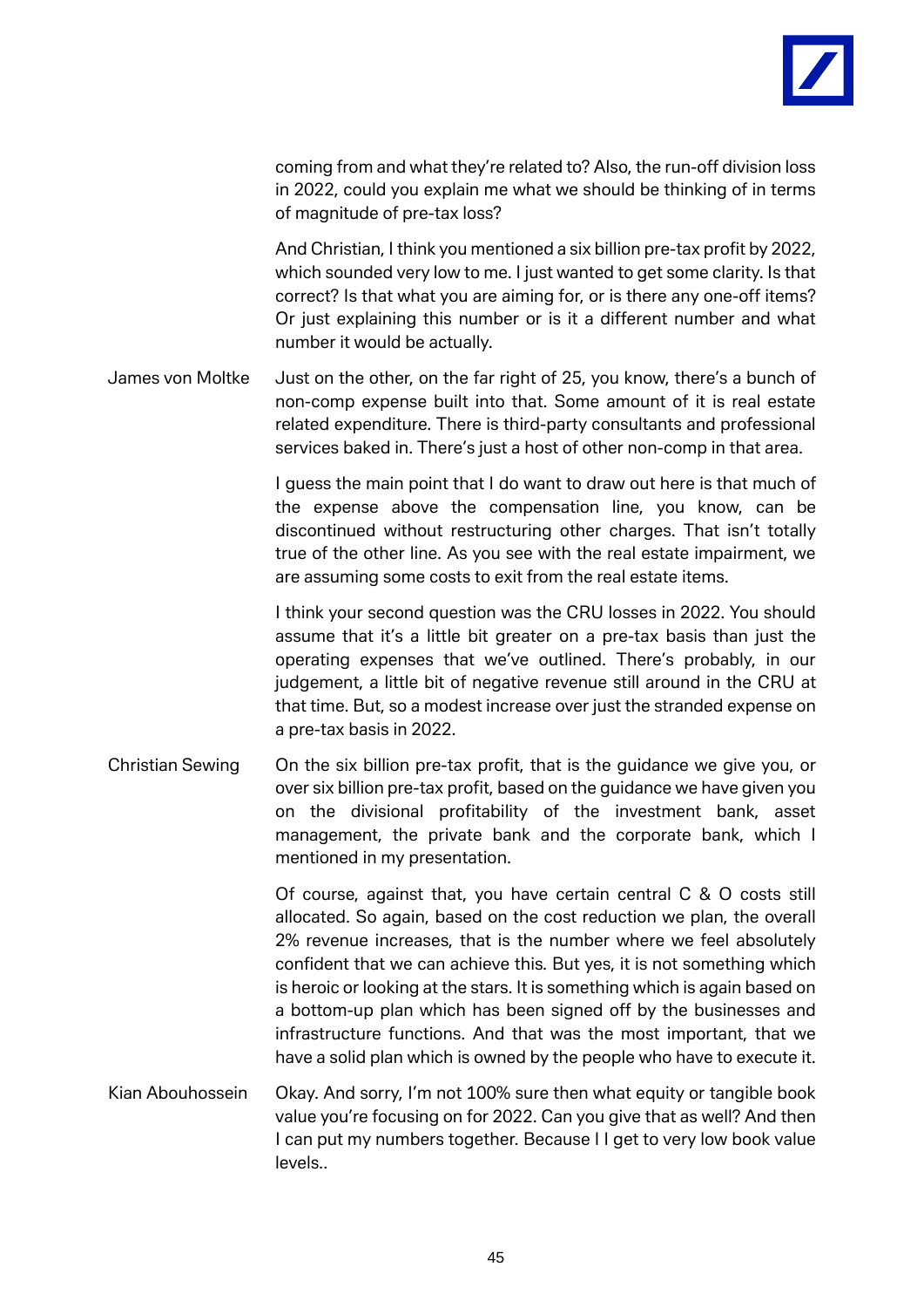coming from and what they're related to? Also, the run-off division loss in 2022, could you explain me what we should be thinking of in terms of magnitude of pre-tax loss?

And Christian, I think you mentioned a six billion pre-tax profit by 2022, which sounded very low to me. I just wanted to get some clarity. Is that correct? Is that what you are aiming for, or is there any one-off items? Or just explaining this number or is it a different number and what number it would be actually.

**James von Moltke** Just on the other, on the far right of 25, you know, there's a bunch of non-comp expense built into that. Some amount of it is real estate related expenditure. There is third-party consultants and professional services baked in. There's just a host of other non-comp in that area.

I guess the main point that I do want to draw out here is that much of the expense above the compensation line, you know, can be discontinued without restructuring other charges. That isn't totally true of the other line. As you see with the real estate impairment, we are assuming some costs to exit from the real estate items.

I think your second question was the CRU losses in 2022. You should assume that it's a little bit greater on a pre-tax basis than just the operating expenses that we've outlined. There's probably, in our judgement, a little bit of negative revenue still around in the CRU at that time. But, so a modest increase over just the stranded expense on a pre-tax basis in 2022.

**Christian Sewing** On the six billion pre-tax profit, that is the guidance we give you, or over six billion pre-tax profit, based on the guidance we have given you on the divisional profitability of the investment bank, asset management, the private bank and the corporate bank, which I mentioned in my presentation.

Of course, against that, you have certain central C & O costs still allocated. So again, based on the cost reduction we plan, the overall 2% revenue increases, that is the number where we feel absolutely confident that we can achieve this. But yes, it is not something which is heroic or looking at the stars. It is something which is again based on a bottom-up plan which has been signed off by the businesses and infrastructure functions. And that was the most important, that we have a solid plan which is owned by the people who have to execute it.

**Kian Abouhossein** Okay. And sorry, I'm not 100% sure then what equity or tangible book value you're focusing on for 2022. Can you give that as well? And then I can put my numbers together. Because I I get to very low book value levels..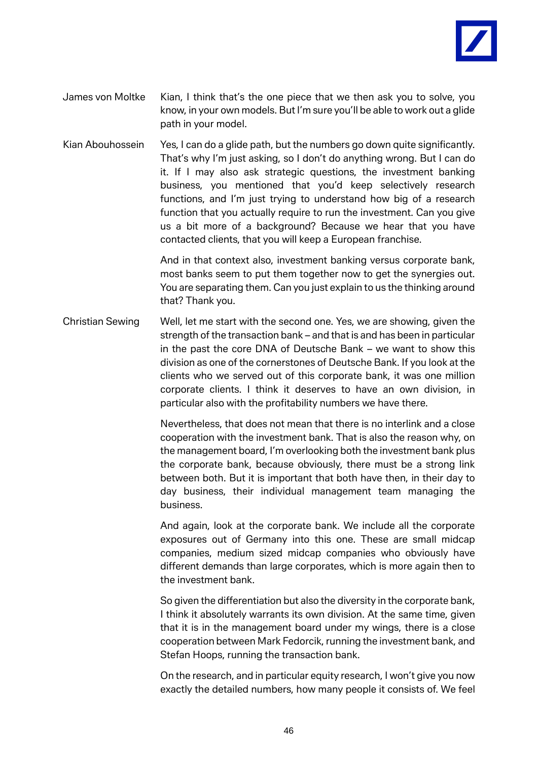**James von Moltke**

Kian, I think that's the one piece that we then ask you to solve, you know, in your own models. But I'm sure you'll be able to work out a glide path in your model.

**Kian Abouhossein**

Yes, I can do a glide path, but the numbers go down quite significantly. That's why I'm just asking, so I don't do anything wrong. But I can do it. If I may also ask strategic questions, the investment banking business, you mentioned that you'd keep selectively research functions, and I'm just trying to understand how big of a research function that you actually require to run the investment. Can you give us a bit more of a background? Because we hear that you have contacted clients, that you will keep a European franchise.

And in that context also, investment banking versus corporate bank, most banks seem to put them together now to get the synergies out. You are separating them. Can you just explain to us the thinking around that? Thank you.

**Christian Sewing**

Well, let me start with the second one. Yes, we are showing, given the strength of the transaction bank – and that is and has been in particular in the past the core DNA of Deutsche Bank – we want to show this division as one of the cornerstones of Deutsche Bank. If you look at the clients who we served out of this corporate bank, it was one million corporate clients. I think it deserves to have an own division, in particular also with the profitability numbers we have there.

Nevertheless, that does not mean that there is no interlink and a close cooperation with the investment bank. That is also the reason why, on the management board, I'm overlooking both the investment bank plus the corporate bank, because obviously, there must be a strong link between both. But it is important that both have then, in their day to day business, their individual management team managing the business.

And again, look at the corporate bank. We include all the corporate exposures out of Germany into this one. These are small midcap companies, medium sized midcap companies who obviously have different demands than large corporates, which is more again then to the investment bank.

So given the differentiation but also the diversity in the corporate bank, I think it absolutely warrants its own division. At the same time, given that it is in the management board under my wings, there is a close cooperation between Mark Fedorcik, running the investment bank, and Stefan Hoops, running the transaction bank.

On the research, and in particular equity research, I won't give you now exactly the detailed numbers, how many people it consists of. We feel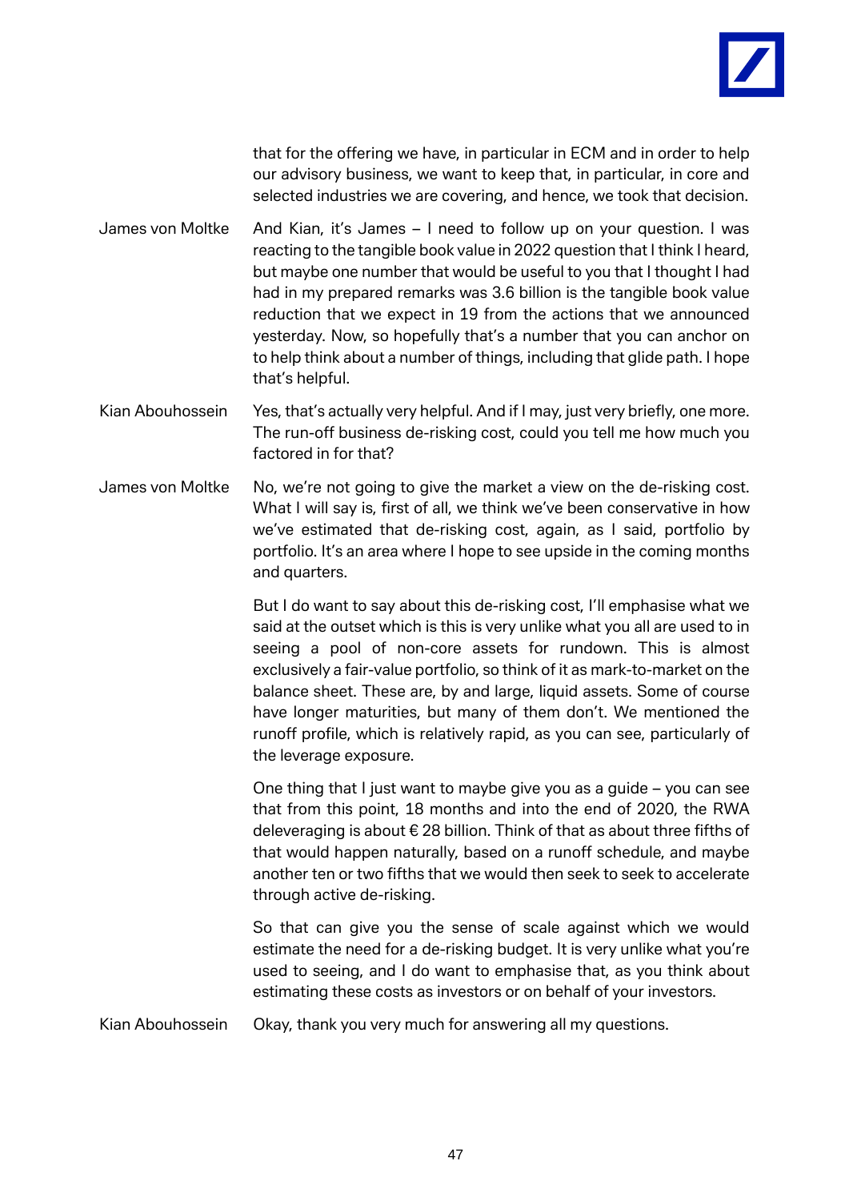that for the offering we have, in particular in ECM and in order to help our advisory business, we want to keep that, in particular, in core and selected industries we are covering, and hence, we took that decision.

James von Moltke And Kian, it's James – I need to follow up on your question. I was reacting to the tangible book value in 2022 question that I think I heard, but maybe one number that would be useful to you that I thought I had had in my prepared remarks was 3.6 billion is the tangible book value reduction that we expect in 19 from the actions that we announced yesterday. Now, so hopefully that's a number that you can anchor on to help think about a number of things, including that glide path. I hope that's helpful.

Kian Abouhossein Yes, that's actually very helpful. And if I may, just very briefly, one more. The run-off business de-risking cost, could you tell me how much you factored in for that?

James von Moltke No, we're not going to give the market a view on the de-risking cost. What I will say is, first of all, we think we've been conservative in how we've estimated that de-risking cost, again, as I said, portfolio by portfolio. It's an area where I hope to see upside in the coming months and quarters.

But I do want to say about this de-risking cost, I'll emphasise what we said at the outset which is this is very unlike what you all are used to in seeing a pool of non-core assets for rundown. This is almost exclusively a fair-value portfolio, so think of it as mark-to-market on the balance sheet. These are, by and large, liquid assets. Some of course have longer maturities, but many of them don't. We mentioned the runoff profile, which is relatively rapid, as you can see, particularly of the leverage exposure.

One thing that I just want to maybe give you as a guide – you can see that from this point, 18 months and into the end of 2020, the RWA deleveraging is about € 28 billion. Think of that as about three fifths of that would happen naturally, based on a runoff schedule, and maybe another ten or two fifths that we would then seek to seek to accelerate through active de-risking.

So that can give you the sense of scale against which we would estimate the need for a de-risking budget. It is very unlike what you're used to seeing, and I do want to emphasise that, as you think about estimating these costs as investors or on behalf of your investors.

Kian Abouhossein Okay, thank you very much for answering all my questions.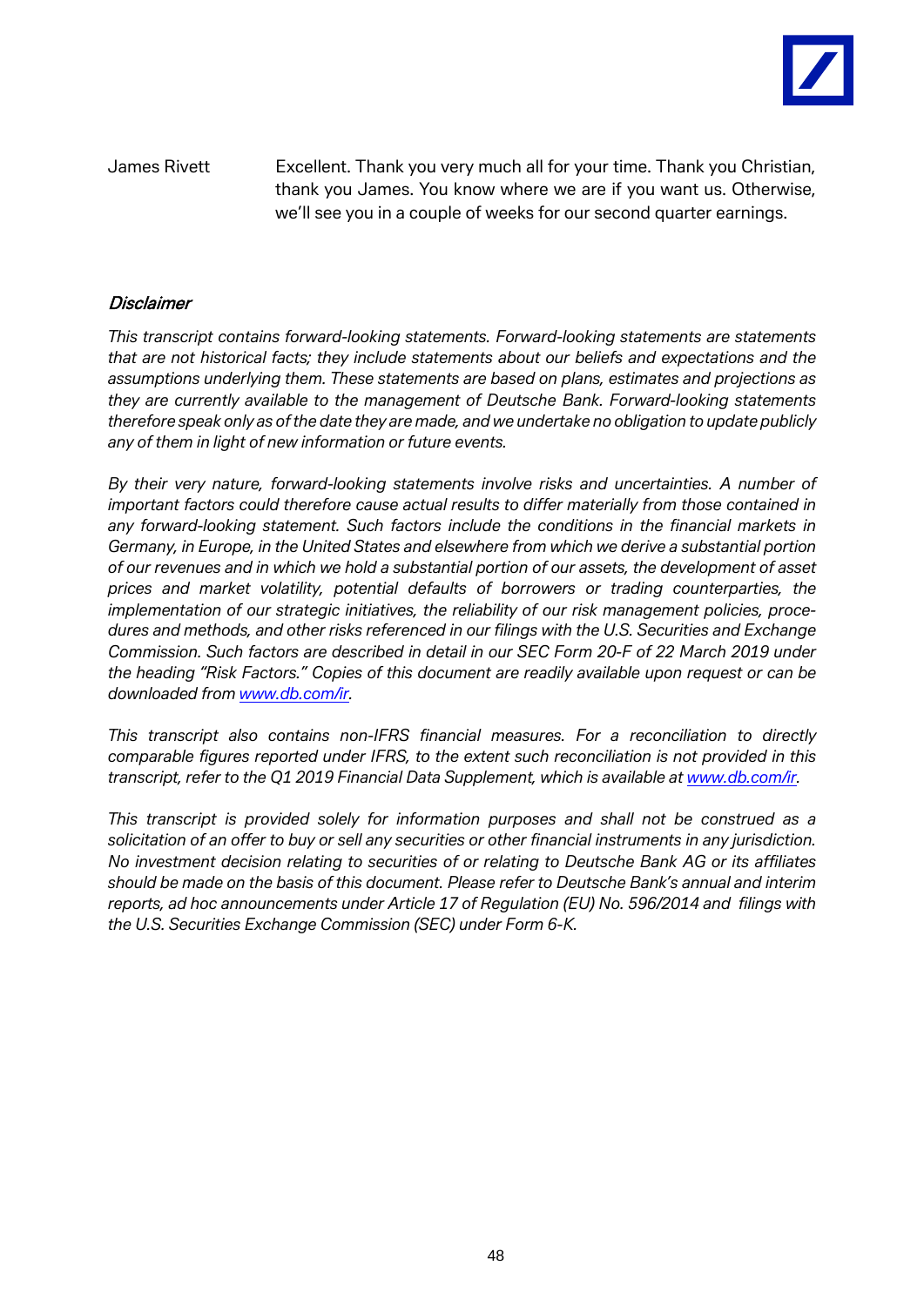James Rivett Excellent. Thank you very much all for your time. Thank you Christian, thank you James. You know where we are if you want us. Otherwise, we'll see you in a couple of weeks for our second quarter earnings.

## *Disclaimer*

*This transcript contains forward-looking statements. Forward-looking statements are statements that are not historical facts; they include statements about our beliefs and expectations and the assumptions underlying them. These statements are based on plans, estimates and projections as they are currently available to the management of Deutsche Bank. Forward-looking statements therefore speak only as of the date they are made, and we undertake no obligation to update publicly any of them in light of new information or future events.*

*By their very nature, forward-looking statements involve risks and uncertainties. A number of important factors could therefore cause actual results to differ materially from those contained in any forward-looking statement. Such factors include the conditions in the financial markets in Germany, in Europe, in the United States and elsewhere from which we derive a substantial portion of our revenues and in which we hold a substantial portion of our assets, the development of asset prices and market volatility, potential defaults of borrowers or trading counterparties, the implementation of our strategic initiatives, the reliability of our risk management policies, procedures and methods, and other risks referenced in our filings with the U.S. Securities and Exchange Commission. Such factors are described in detail in our SEC Form 20-F of 22 March 2019 under the heading "Risk Factors." Copies of this document are readily available upon request or can be downloaded from [www.db.com/ir](www.db.com/ir).*

*This transcript also contains non-IFRS financial measures. For a reconciliation to directly comparable figures reported under IFRS, to the extent such reconciliation is not provided in this transcript, refer to the Q1 2019 Financial Data Supplement, which is available at [www.db.com/ir](www.db.com/ir).*

*This transcript is provided solely for information purposes and shall not be construed as a solicitation of an offer to buy or sell any securities or other financial instruments in any jurisdiction. No investment decision relating to securities of or relating to Deutsche Bank AG or its affiliates should be made on the basis of this document. Please refer to Deutsche Bank's annual and interim reports, ad hoc announcements under Article 17 of Regulation (EU) No. 596/2014 and filings with the U.S. Securities Exchange Commission (SEC) under Form 6-K.*